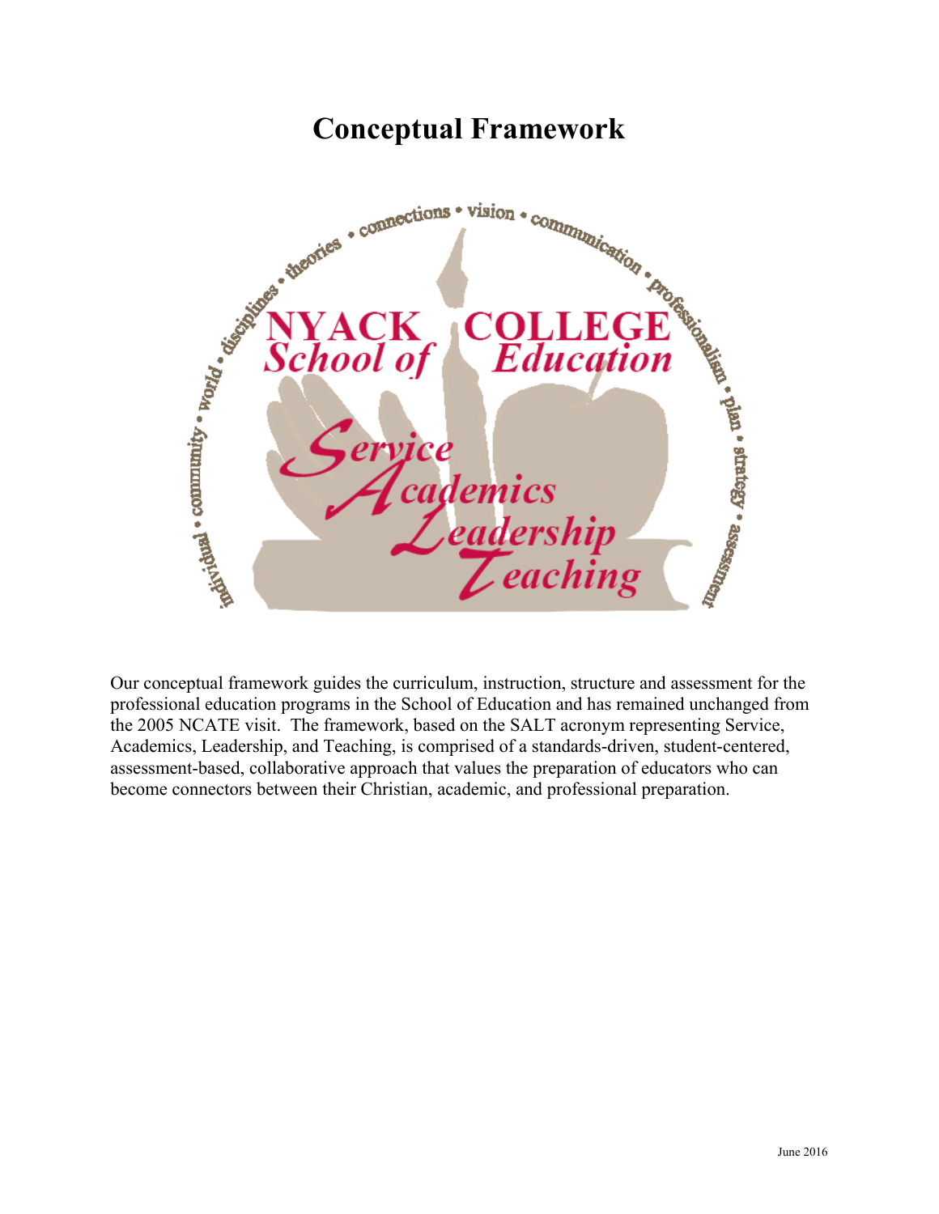# Conceptual Framework

Our conceptual framework guides the curriculum, instruction, structure and assessment for the professional education programs in the School of Education and has remained unchanged from the 2005 NCATE visit. The framework, based on the SALT acronym representing Service, Academics, Leadership, and Teaching, is comprised of a standards-driven, student-centered, assessment-based, collaborative approach that values the preparation of educators who can become connectors between their Christian, academic, and professional preparation.

June 2016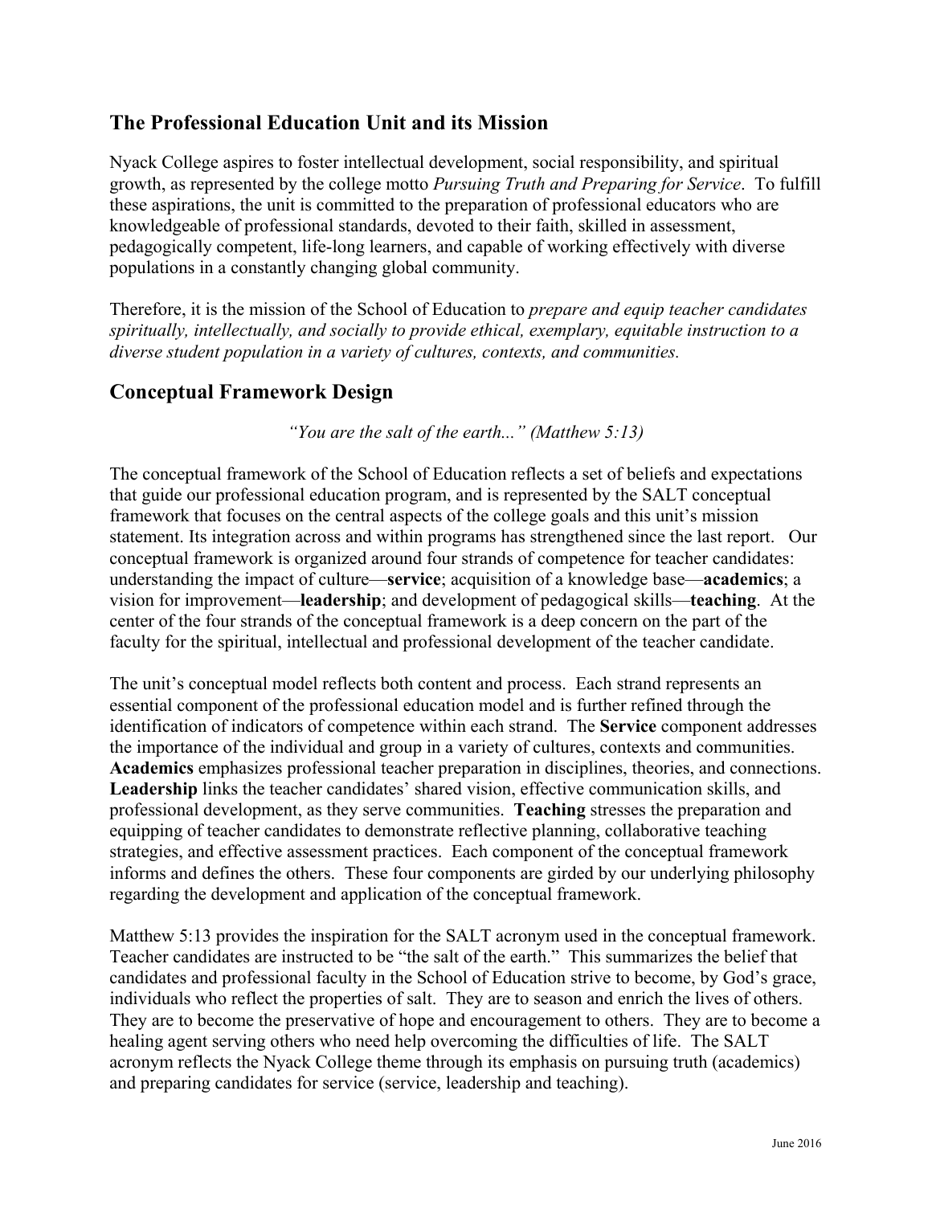## The Professional Education Unit and its Mission

Nyack College aspires to foster intellectual development, social responsibility, and spiritual growth, as represented by the college motto *Pursuing Truth and Preparing for Service*. To fulfill these aspirations, the unit is committed to the preparation of professional educators who are knowledgeable of professional standards, devoted to their faith, skilled in assessment, pedagogically competent, life-long learners, and capable of working effectively with diverse populations in a constantly changing global community.

Therefore, it is the mission of the School of Education to *prepare and equip teacher candidates spiritually, intellectually, and socially to provide ethical, exemplary, equitable instruction to a diverse student population in a variety of cultures, contexts, and communities.*

## Conceptual Framework Design

*"You are the salt of the earth..." (Matthew 5:13)*

The conceptual framework of the School of Education reflects a set of beliefs and expectations that guide our professional education program, and is represented by the SALT conceptual framework that focuses on the central aspects of the college goals and this unit's mission statement. Its integration across and within programs has strengthened since the last report. Our conceptual framework is organized around four strands of competence for teacher candidates: understanding the impact of culture—**service**; acquisition of a knowledge base—**academics**; a vision for improvement—**leadership**; and development of pedagogical skills—**teaching**. At the center of the four strands of the conceptual framework is a deep concern on the part of the faculty for the spiritual, intellectual and professional development of the teacher candidate.

The unit's conceptual model reflects both content and process. Each strand represents an essential component of the professional education model and is further refined through the identification of indicators of competence within each strand. The **Service** component addresses the importance of the individual and group in a variety of cultures, contexts and communities. **Academics** emphasizes professional teacher preparation in disciplines, theories, and connections. **Leadership** links the teacher candidates' shared vision, effective communication skills, and professional development, as they serve communities. **Teaching** stresses the preparation and equipping of teacher candidates to demonstrate reflective planning, collaborative teaching strategies, and effective assessment practices. Each component of the conceptual framework informs and defines the others. These four components are girded by our underlying philosophy regarding the development and application of the conceptual framework.

Matthew 5:13 provides the inspiration for the SALT acronym used in the conceptual framework. Teacher candidates are instructed to be "the salt of the earth." This summarizes the belief that candidates and professional faculty in the School of Education strive to become, by God's grace, individuals who reflect the properties of salt. They are to season and enrich the lives of others. They are to become the preservative of hope and encouragement to others. They are to become a healing agent serving others who need help overcoming the difficulties of life. The SALT acronym reflects the Nyack College theme through its emphasis on pursuing truth (academics) and preparing candidates for service (service, leadership and teaching).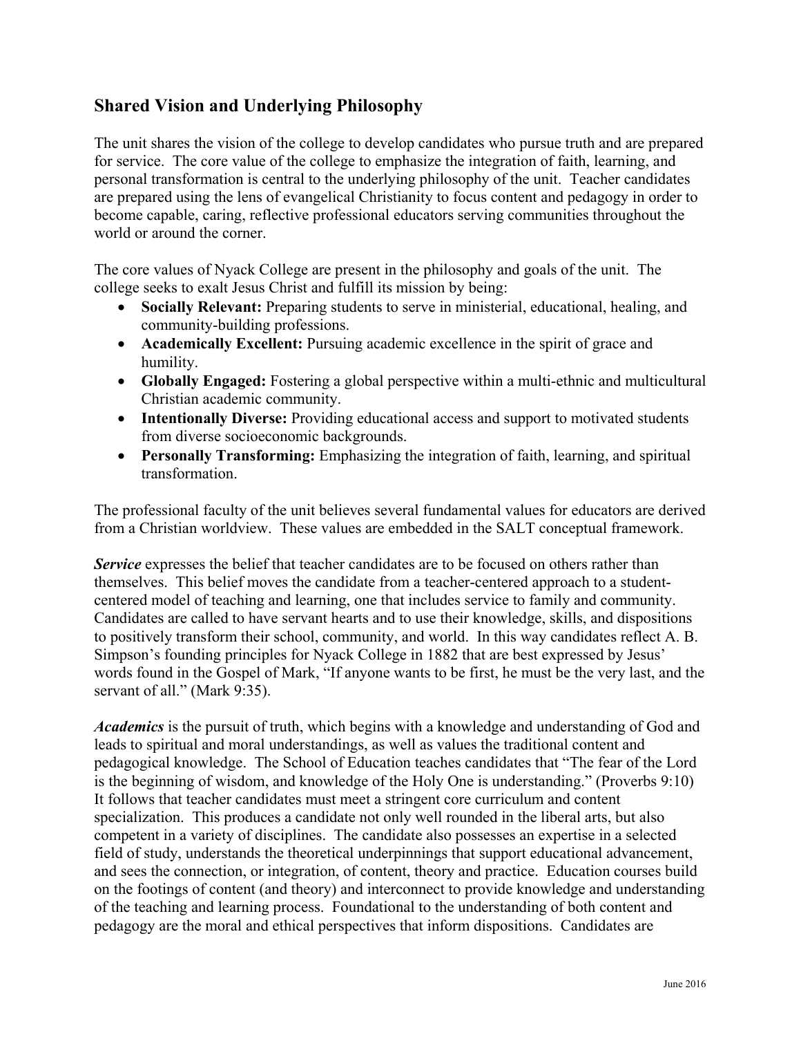## Shared Vision and Underlying Philosophy

The unit shares the vision of the college to develop candidates who pursue truth and are prepared for service. The core value of the college to emphasize the integration of faith, learning, and personal transformation is central to the underlying philosophy of the unit. Teacher candidates are prepared using the lens of evangelical Christianity to focus content and pedagogy in order to become capable, caring, reflective professional educators serving communities throughout the world or around the corner.

The core values of Nyack College are present in the philosophy and goals of the unit. The college seeks to exalt Jesus Christ and fulfill its mission by being:

- **Socially Relevant:** Preparing students to serve in ministerial, educational, healing, and community-building professions.
- **Academically Excellent:** Pursuing academic excellence in the spirit of grace and humility.
- **Globally Engaged:** Fostering a global perspective within a multi-ethnic and multicultural Christian academic community.
- **Intentionally Diverse:** Providing educational access and support to motivated students from diverse socioeconomic backgrounds.
- **Personally Transforming:** Emphasizing the integration of faith, learning, and spiritual transformation.

The professional faculty of the unit believes several fundamental values for educators are derived from a Christian worldview. These values are embedded in the SALT conceptual framework.

***Service*** expresses the belief that teacher candidates are to be focused on others rather than themselves. This belief moves the candidate from a teacher-centered approach to a student-centered model of teaching and learning, one that includes service to family and community. Candidates are called to have servant hearts and to use their knowledge, skills, and dispositions to positively transform their school, community, and world. In this way candidates reflect A. B. Simpson's founding principles for Nyack College in 1882 that are best expressed by Jesus' words found in the Gospel of Mark, "If anyone wants to be first, he must be the very last, and the servant of all." (Mark 9:35).

***Academics*** is the pursuit of truth, which begins with a knowledge and understanding of God and leads to spiritual and moral understandings, as well as values the traditional content and pedagogical knowledge. The School of Education teaches candidates that "The fear of the Lord is the beginning of wisdom, and knowledge of the Holy One is understanding." (Proverbs 9:10) It follows that teacher candidates must meet a stringent core curriculum and content specialization. This produces a candidate not only well rounded in the liberal arts, but also competent in a variety of disciplines. The candidate also possesses an expertise in a selected field of study, understands the theoretical underpinnings that support educational advancement, and sees the connection, or integration, of content, theory and practice. Education courses build on the footings of content (and theory) and interconnect to provide knowledge and understanding of the teaching and learning process. Foundational to the understanding of both content and pedagogy are the moral and ethical perspectives that inform dispositions. Candidates are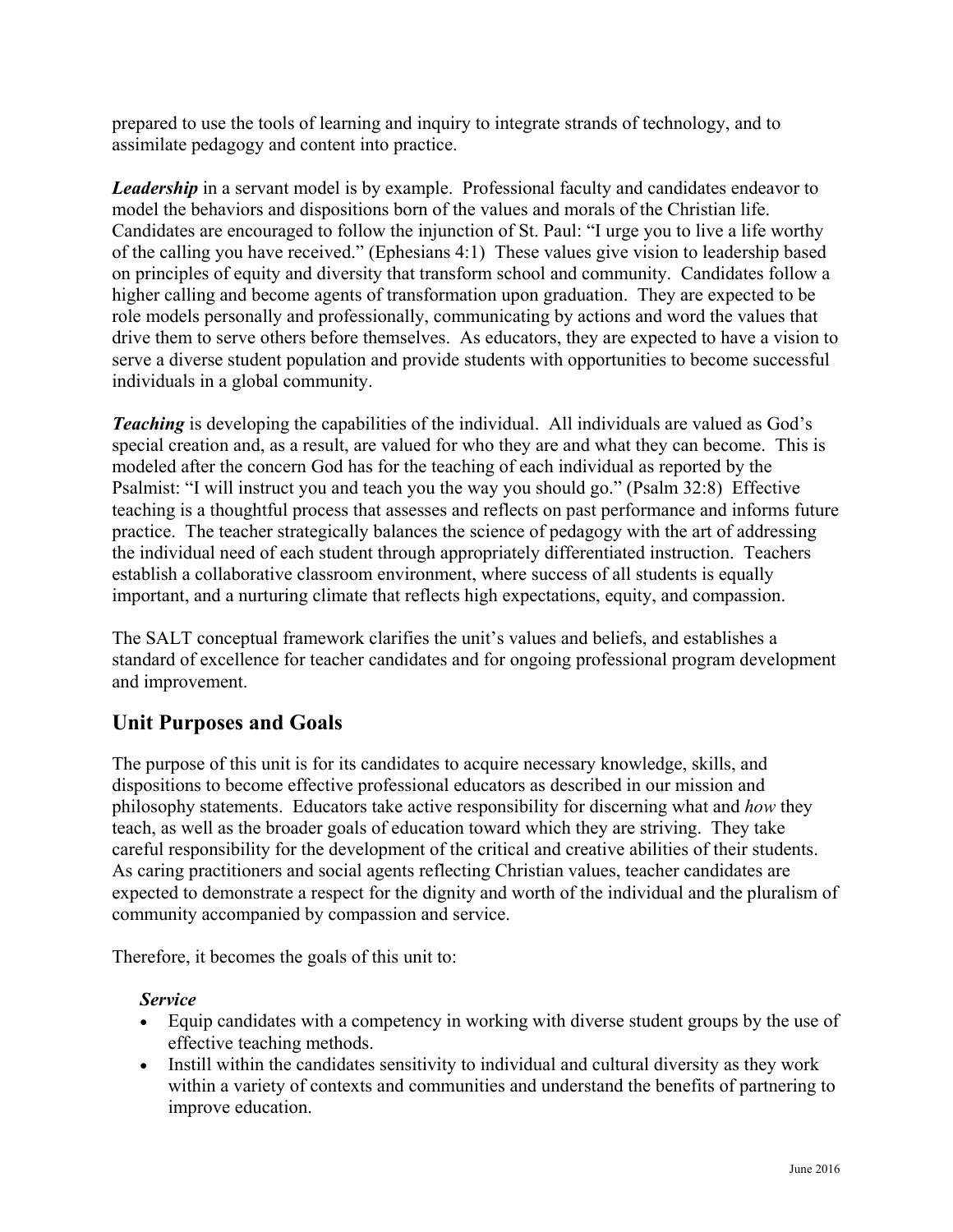prepared to use the tools of learning and inquiry to integrate strands of technology, and to assimilate pedagogy and content into practice.

***Leadership*** in a servant model is by example. Professional faculty and candidates endeavor to model the behaviors and dispositions born of the values and morals of the Christian life. Candidates are encouraged to follow the injunction of St. Paul: "I urge you to live a life worthy of the calling you have received." (Ephesians 4:1) These values give vision to leadership based on principles of equity and diversity that transform school and community. Candidates follow a higher calling and become agents of transformation upon graduation. They are expected to be role models personally and professionally, communicating by actions and word the values that drive them to serve others before themselves. As educators, they are expected to have a vision to serve a diverse student population and provide students with opportunities to become successful individuals in a global community.

***Teaching*** is developing the capabilities of the individual. All individuals are valued as God's special creation and, as a result, are valued for who they are and what they can become. This is modeled after the concern God has for the teaching of each individual as reported by the Psalmist: "I will instruct you and teach you the way you should go." (Psalm 32:8) Effective teaching is a thoughtful process that assesses and reflects on past performance and informs future practice. The teacher strategically balances the science of pedagogy with the art of addressing the individual need of each student through appropriately differentiated instruction. Teachers establish a collaborative classroom environment, where success of all students is equally important, and a nurturing climate that reflects high expectations, equity, and compassion.

The SALT conceptual framework clarifies the unit's values and beliefs, and establishes a standard of excellence for teacher candidates and for ongoing professional program development and improvement.

## Unit Purposes and Goals

The purpose of this unit is for its candidates to acquire necessary knowledge, skills, and dispositions to become effective professional educators as described in our mission and philosophy statements. Educators take active responsibility for discerning what and *how* they teach, as well as the broader goals of education toward which they are striving. They take careful responsibility for the development of the critical and creative abilities of their students. As caring practitioners and social agents reflecting Christian values, teacher candidates are expected to demonstrate a respect for the dignity and worth of the individual and the pluralism of community accompanied by compassion and service.

Therefore, it becomes the goals of this unit to:

***Service***

- Equip candidates with a competency in working with diverse student groups by the use of effective teaching methods.
- Instill within the candidates sensitivity to individual and cultural diversity as they work within a variety of contexts and communities and understand the benefits of partnering to improve education.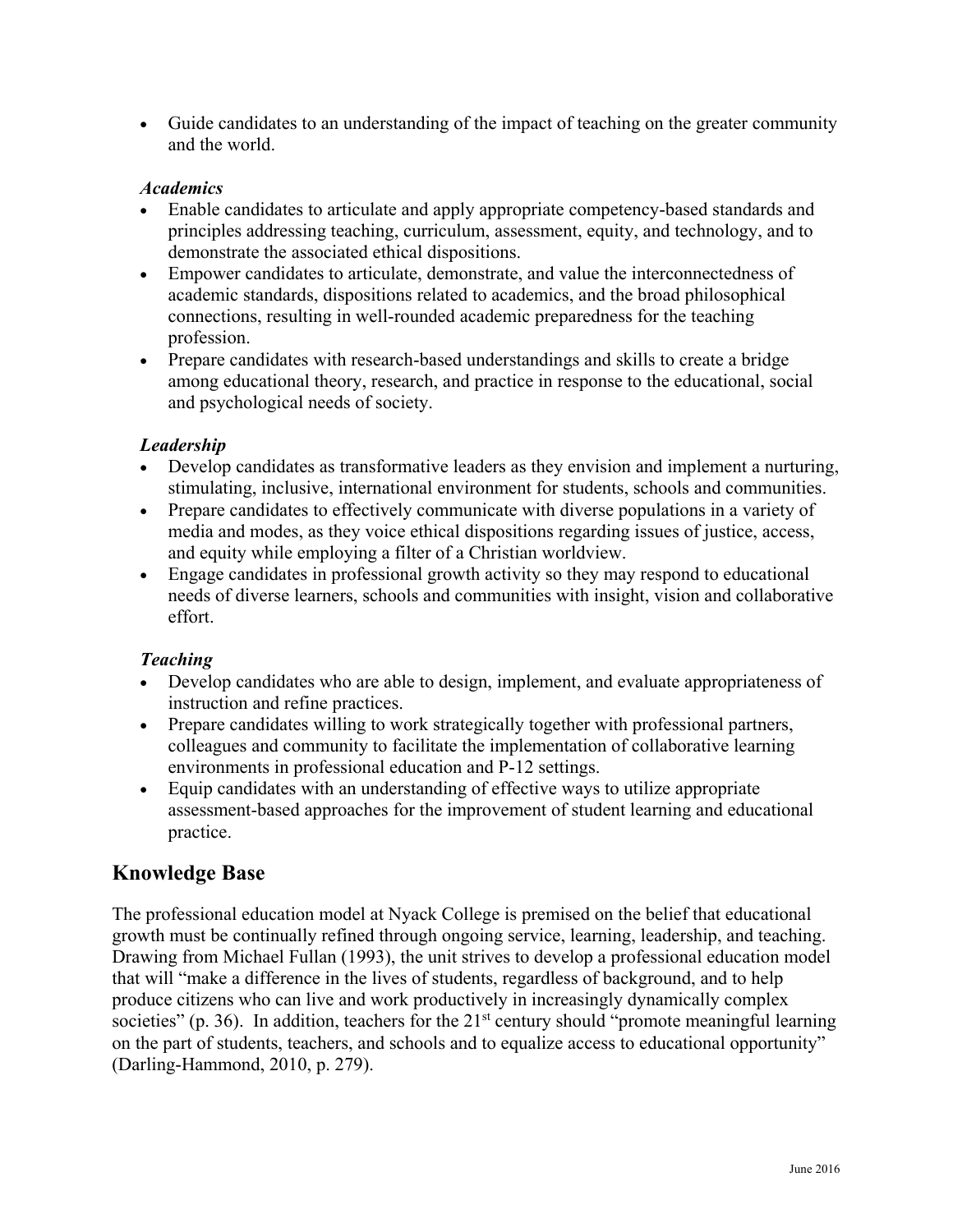- Guide candidates to an understanding of the impact of teaching on the greater community and the world.

***Academics***

- Enable candidates to articulate and apply appropriate competency-based standards and principles addressing teaching, curriculum, assessment, equity, and technology, and to demonstrate the associated ethical dispositions.
- Empower candidates to articulate, demonstrate, and value the interconnectedness of academic standards, dispositions related to academics, and the broad philosophical connections, resulting in well-rounded academic preparedness for the teaching profession.
- Prepare candidates with research-based understandings and skills to create a bridge among educational theory, research, and practice in response to the educational, social and psychological needs of society.

***Leadership***

- Develop candidates as transformative leaders as they envision and implement a nurturing, stimulating, inclusive, international environment for students, schools and communities.
- Prepare candidates to effectively communicate with diverse populations in a variety of media and modes, as they voice ethical dispositions regarding issues of justice, access, and equity while employing a filter of a Christian worldview.
- Engage candidates in professional growth activity so they may respond to educational needs of diverse learners, schools and communities with insight, vision and collaborative effort.

***Teaching***

- Develop candidates who are able to design, implement, and evaluate appropriateness of instruction and refine practices.
- Prepare candidates willing to work strategically together with professional partners, colleagues and community to facilitate the implementation of collaborative learning environments in professional education and P-12 settings.
- Equip candidates with an understanding of effective ways to utilize appropriate assessment-based approaches for the improvement of student learning and educational practice.

## Knowledge Base

The professional education model at Nyack College is premised on the belief that educational growth must be continually refined through ongoing service, learning, leadership, and teaching. Drawing from Michael Fullan (1993), the unit strives to develop a professional education model that will "make a difference in the lives of students, regardless of background, and to help produce citizens who can live and work productively in increasingly dynamically complex societies" (p. 36). In addition, teachers for the 21st century should "promote meaningful learning on the part of students, teachers, and schools and to equalize access to educational opportunity" (Darling-Hammond, 2010, p. 279).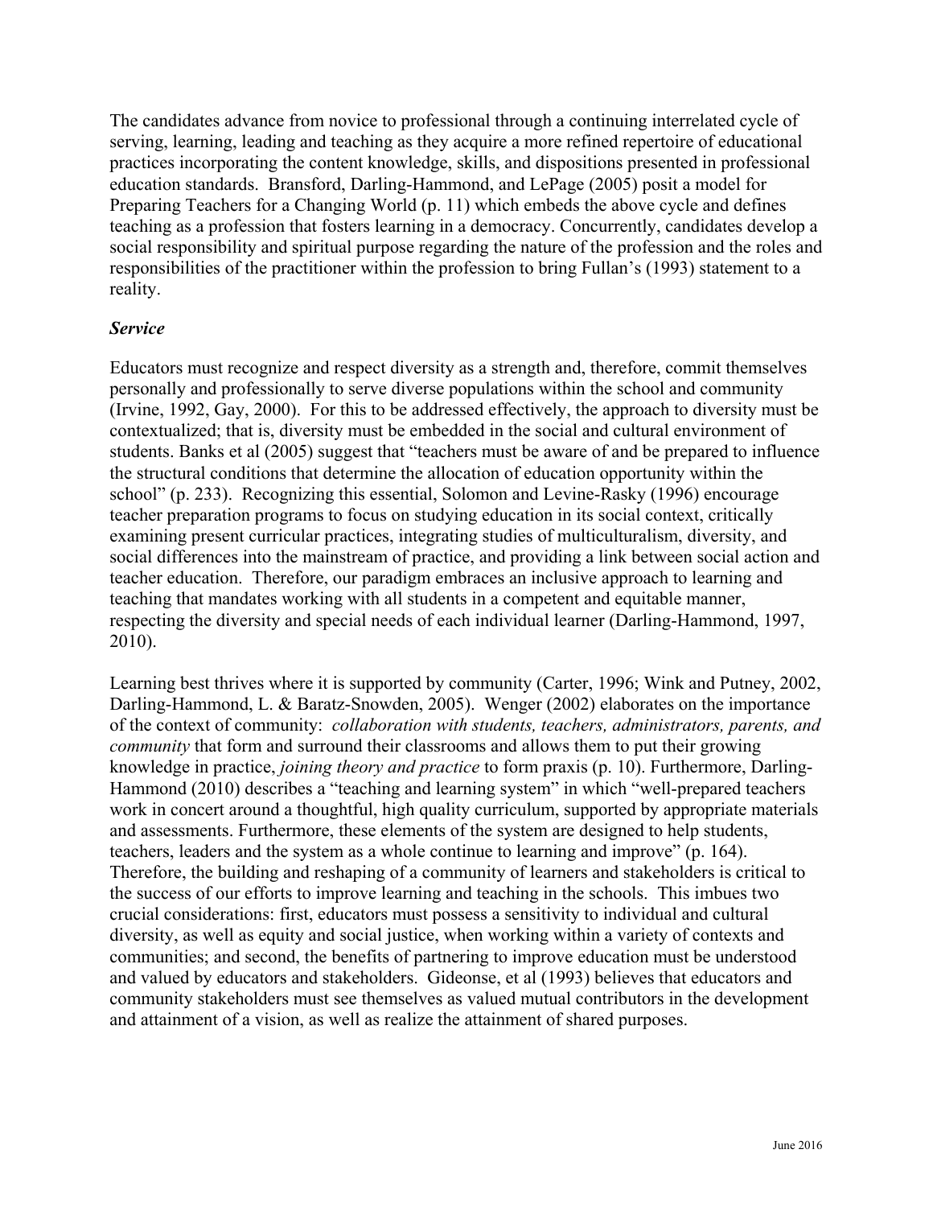The candidates advance from novice to professional through a continuing interrelated cycle of serving, learning, leading and teaching as they acquire a more refined repertoire of educational practices incorporating the content knowledge, skills, and dispositions presented in professional education standards. Bransford, Darling-Hammond, and LePage (2005) posit a model for Preparing Teachers for a Changing World (p. 11) which embeds the above cycle and defines teaching as a profession that fosters learning in a democracy. Concurrently, candidates develop a social responsibility and spiritual purpose regarding the nature of the profession and the roles and responsibilities of the practitioner within the profession to bring Fullan's (1993) statement to a reality.

### *Service*

Educators must recognize and respect diversity as a strength and, therefore, commit themselves personally and professionally to serve diverse populations within the school and community (Irvine, 1992, Gay, 2000). For this to be addressed effectively, the approach to diversity must be contextualized; that is, diversity must be embedded in the social and cultural environment of students. Banks et al (2005) suggest that "teachers must be aware of and be prepared to influence the structural conditions that determine the allocation of education opportunity within the school" (p. 233). Recognizing this essential, Solomon and Levine-Rasky (1996) encourage teacher preparation programs to focus on studying education in its social context, critically examining present curricular practices, integrating studies of multiculturalism, diversity, and social differences into the mainstream of practice, and providing a link between social action and teacher education. Therefore, our paradigm embraces an inclusive approach to learning and teaching that mandates working with all students in a competent and equitable manner, respecting the diversity and special needs of each individual learner (Darling-Hammond, 1997, 2010).

Learning best thrives where it is supported by community (Carter, 1996; Wink and Putney, 2002, Darling-Hammond, L. & Baratz-Snowden, 2005). Wenger (2002) elaborates on the importance of the context of community: *collaboration with students, teachers, administrators, parents, and community* that form and surround their classrooms and allows them to put their growing knowledge in practice, *joining theory and practice* to form praxis (p. 10). Furthermore, Darling-Hammond (2010) describes a "teaching and learning system" in which "well-prepared teachers work in concert around a thoughtful, high quality curriculum, supported by appropriate materials and assessments. Furthermore, these elements of the system are designed to help students, teachers, leaders and the system as a whole continue to learning and improve" (p. 164). Therefore, the building and reshaping of a community of learners and stakeholders is critical to the success of our efforts to improve learning and teaching in the schools. This imbues two crucial considerations: first, educators must possess a sensitivity to individual and cultural diversity, as well as equity and social justice, when working within a variety of contexts and communities; and second, the benefits of partnering to improve education must be understood and valued by educators and stakeholders. Gideonse, et al (1993) believes that educators and community stakeholders must see themselves as valued mutual contributors in the development and attainment of a vision, as well as realize the attainment of shared purposes.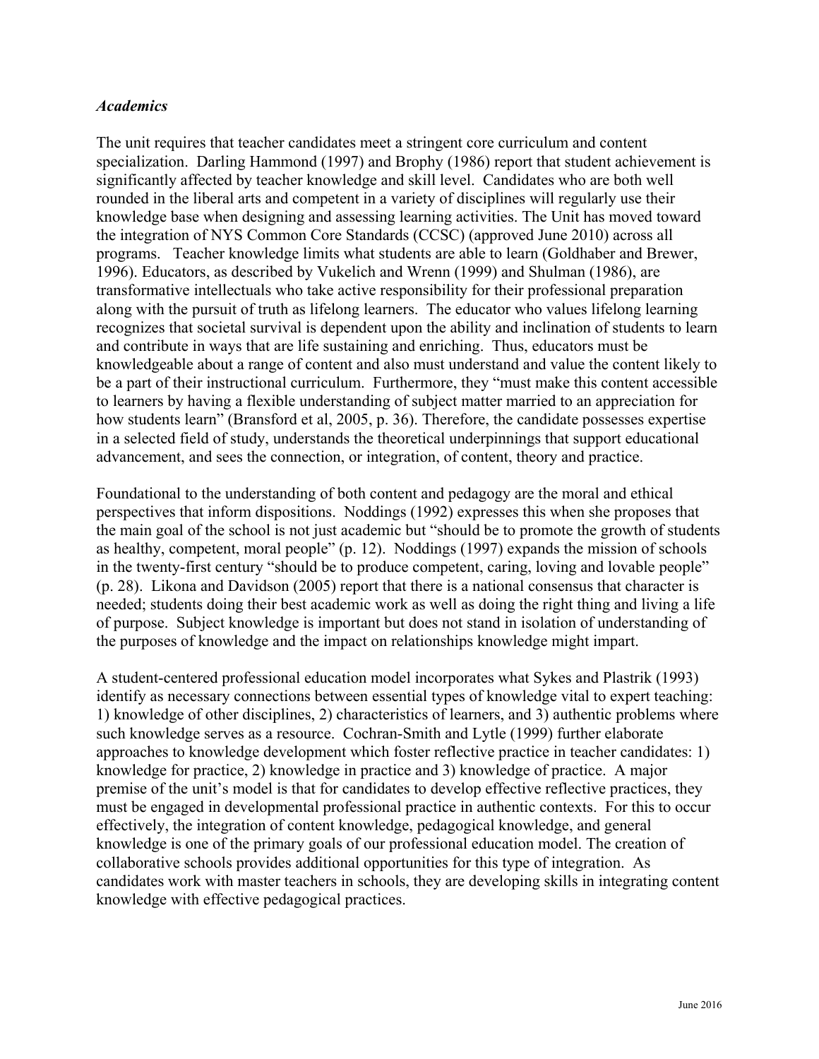### *Academics*

The unit requires that teacher candidates meet a stringent core curriculum and content specialization. Darling Hammond (1997) and Brophy (1986) report that student achievement is significantly affected by teacher knowledge and skill level. Candidates who are both well rounded in the liberal arts and competent in a variety of disciplines will regularly use their knowledge base when designing and assessing learning activities. The Unit has moved toward the integration of NYS Common Core Standards (CCSC) (approved June 2010) across all programs. Teacher knowledge limits what students are able to learn (Goldhaber and Brewer, 1996). Educators, as described by Vukelich and Wrenn (1999) and Shulman (1986), are transformative intellectuals who take active responsibility for their professional preparation along with the pursuit of truth as lifelong learners. The educator who values lifelong learning recognizes that societal survival is dependent upon the ability and inclination of students to learn and contribute in ways that are life sustaining and enriching. Thus, educators must be knowledgeable about a range of content and also must understand and value the content likely to be a part of their instructional curriculum. Furthermore, they "must make this content accessible to learners by having a flexible understanding of subject matter married to an appreciation for how students learn" (Bransford et al, 2005, p. 36). Therefore, the candidate possesses expertise in a selected field of study, understands the theoretical underpinnings that support educational advancement, and sees the connection, or integration, of content, theory and practice.

Foundational to the understanding of both content and pedagogy are the moral and ethical perspectives that inform dispositions. Noddings (1992) expresses this when she proposes that the main goal of the school is not just academic but "should be to promote the growth of students as healthy, competent, moral people" (p. 12). Noddings (1997) expands the mission of schools in the twenty-first century "should be to produce competent, caring, loving and lovable people" (p. 28). Likona and Davidson (2005) report that there is a national consensus that character is needed; students doing their best academic work as well as doing the right thing and living a life of purpose. Subject knowledge is important but does not stand in isolation of understanding of the purposes of knowledge and the impact on relationships knowledge might impart.

A student-centered professional education model incorporates what Sykes and Plastrik (1993) identify as necessary connections between essential types of knowledge vital to expert teaching: 1) knowledge of other disciplines, 2) characteristics of learners, and 3) authentic problems where such knowledge serves as a resource. Cochran-Smith and Lytle (1999) further elaborate approaches to knowledge development which foster reflective practice in teacher candidates: 1) knowledge for practice, 2) knowledge in practice and 3) knowledge of practice. A major premise of the unit's model is that for candidates to develop effective reflective practices, they must be engaged in developmental professional practice in authentic contexts. For this to occur effectively, the integration of content knowledge, pedagogical knowledge, and general knowledge is one of the primary goals of our professional education model. The creation of collaborative schools provides additional opportunities for this type of integration. As candidates work with master teachers in schools, they are developing skills in integrating content knowledge with effective pedagogical practices.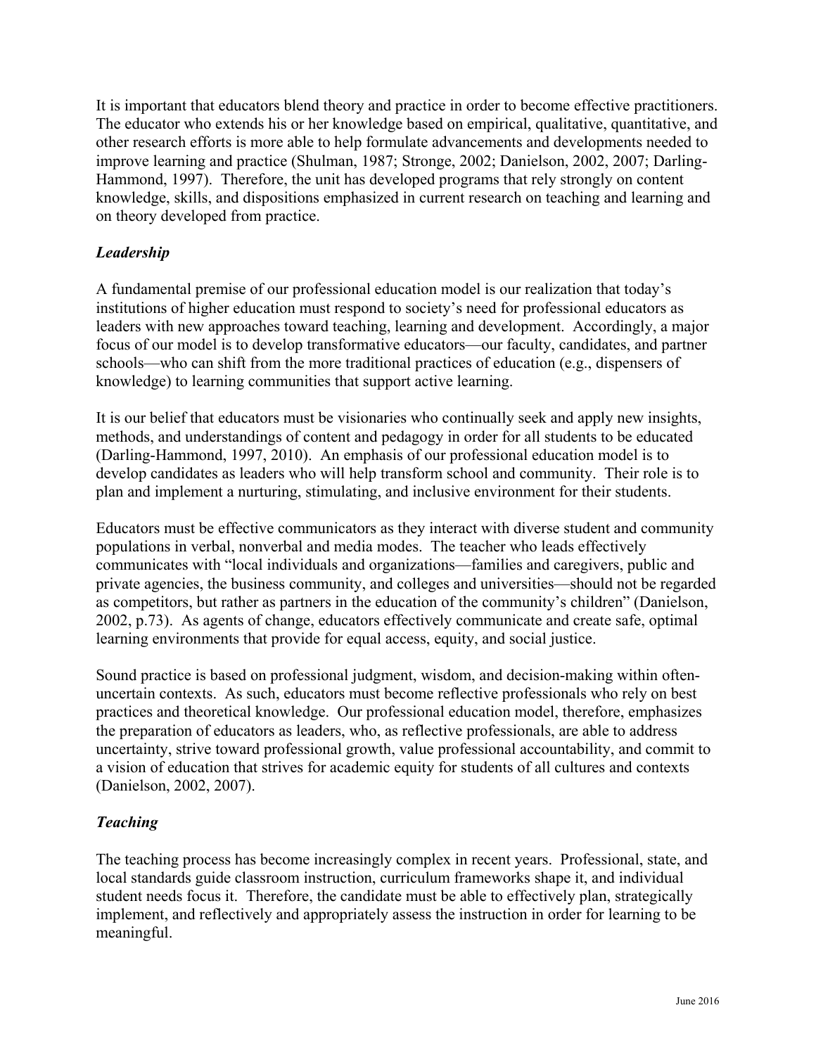It is important that educators blend theory and practice in order to become effective practitioners. The educator who extends his or her knowledge based on empirical, qualitative, quantitative, and other research efforts is more able to help formulate advancements and developments needed to improve learning and practice (Shulman, 1987; Stronge, 2002; Danielson, 2002, 2007; Darling-Hammond, 1997). Therefore, the unit has developed programs that rely strongly on content knowledge, skills, and dispositions emphasized in current research on teaching and learning and on theory developed from practice.

### *Leadership*

A fundamental premise of our professional education model is our realization that today's institutions of higher education must respond to society's need for professional educators as leaders with new approaches toward teaching, learning and development. Accordingly, a major focus of our model is to develop transformative educators—our faculty, candidates, and partner schools—who can shift from the more traditional practices of education (e.g., dispensers of knowledge) to learning communities that support active learning.

It is our belief that educators must be visionaries who continually seek and apply new insights, methods, and understandings of content and pedagogy in order for all students to be educated (Darling-Hammond, 1997, 2010). An emphasis of our professional education model is to develop candidates as leaders who will help transform school and community. Their role is to plan and implement a nurturing, stimulating, and inclusive environment for their students.

Educators must be effective communicators as they interact with diverse student and community populations in verbal, nonverbal and media modes. The teacher who leads effectively communicates with "local individuals and organizations—families and caregivers, public and private agencies, the business community, and colleges and universities—should not be regarded as competitors, but rather as partners in the education of the community's children" (Danielson, 2002, p.73). As agents of change, educators effectively communicate and create safe, optimal learning environments that provide for equal access, equity, and social justice.

Sound practice is based on professional judgment, wisdom, and decision-making within often-uncertain contexts. As such, educators must become reflective professionals who rely on best practices and theoretical knowledge. Our professional education model, therefore, emphasizes the preparation of educators as leaders, who, as reflective professionals, are able to address uncertainty, strive toward professional growth, value professional accountability, and commit to a vision of education that strives for academic equity for students of all cultures and contexts (Danielson, 2002, 2007).

### *Teaching*

The teaching process has become increasingly complex in recent years. Professional, state, and local standards guide classroom instruction, curriculum frameworks shape it, and individual student needs focus it. Therefore, the candidate must be able to effectively plan, strategically implement, and reflectively and appropriately assess the instruction in order for learning to be meaningful.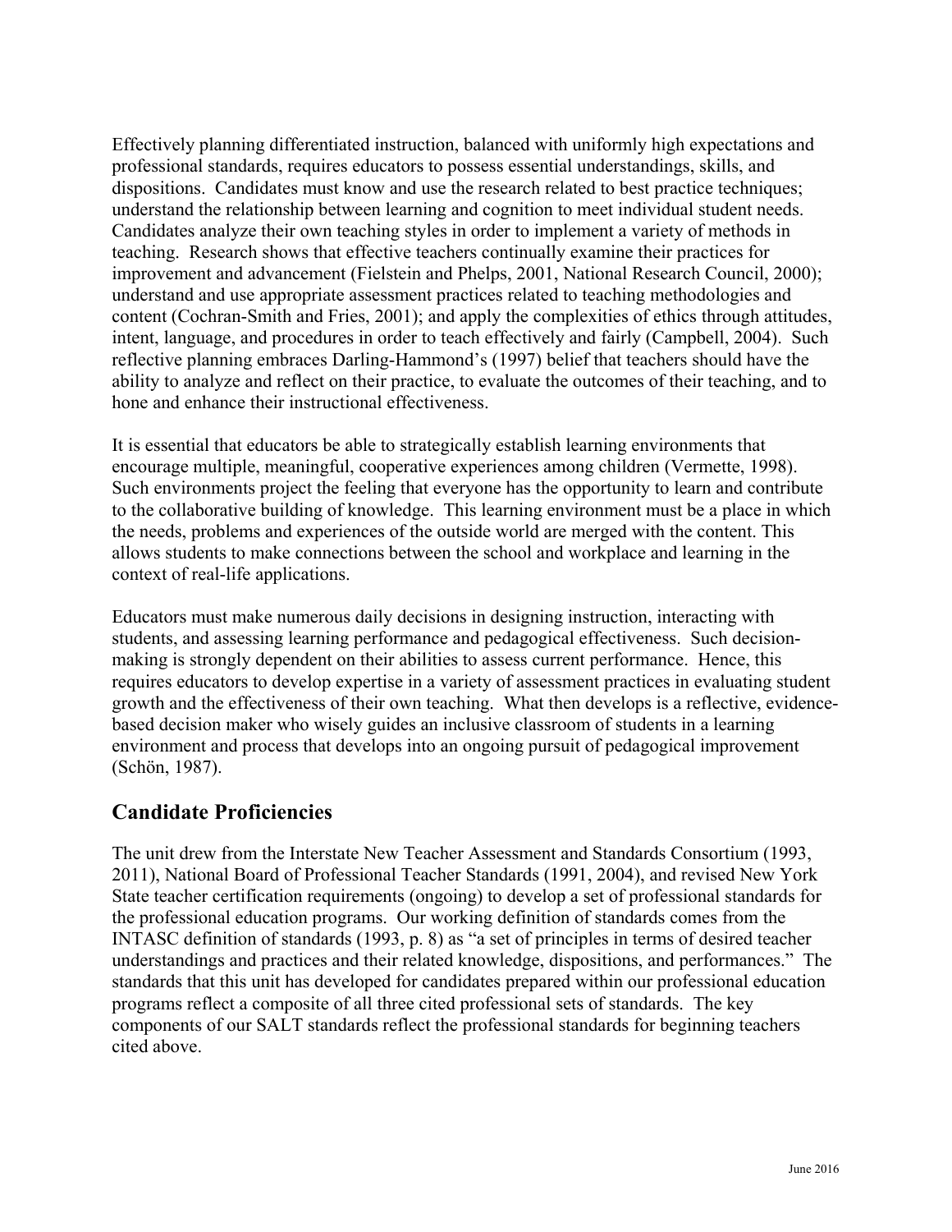Effectively planning differentiated instruction, balanced with uniformly high expectations and professional standards, requires educators to possess essential understandings, skills, and dispositions. Candidates must know and use the research related to best practice techniques; understand the relationship between learning and cognition to meet individual student needs. Candidates analyze their own teaching styles in order to implement a variety of methods in teaching. Research shows that effective teachers continually examine their practices for improvement and advancement (Fielstein and Phelps, 2001, National Research Council, 2000); understand and use appropriate assessment practices related to teaching methodologies and content (Cochran-Smith and Fries, 2001); and apply the complexities of ethics through attitudes, intent, language, and procedures in order to teach effectively and fairly (Campbell, 2004). Such reflective planning embraces Darling-Hammond's (1997) belief that teachers should have the ability to analyze and reflect on their practice, to evaluate the outcomes of their teaching, and to hone and enhance their instructional effectiveness.

It is essential that educators be able to strategically establish learning environments that encourage multiple, meaningful, cooperative experiences among children (Vermette, 1998). Such environments project the feeling that everyone has the opportunity to learn and contribute to the collaborative building of knowledge. This learning environment must be a place in which the needs, problems and experiences of the outside world are merged with the content. This allows students to make connections between the school and workplace and learning in the context of real-life applications.

Educators must make numerous daily decisions in designing instruction, interacting with students, and assessing learning performance and pedagogical effectiveness. Such decision-making is strongly dependent on their abilities to assess current performance. Hence, this requires educators to develop expertise in a variety of assessment practices in evaluating student growth and the effectiveness of their own teaching. What then develops is a reflective, evidence-based decision maker who wisely guides an inclusive classroom of students in a learning environment and process that develops into an ongoing pursuit of pedagogical improvement (Schön, 1987).

## Candidate Proficiencies

The unit drew from the Interstate New Teacher Assessment and Standards Consortium (1993, 2011), National Board of Professional Teacher Standards (1991, 2004), and revised New York State teacher certification requirements (ongoing) to develop a set of professional standards for the professional education programs. Our working definition of standards comes from the INTASC definition of standards (1993, p. 8) as "a set of principles in terms of desired teacher understandings and practices and their related knowledge, dispositions, and performances." The standards that this unit has developed for candidates prepared within our professional education programs reflect a composite of all three cited professional sets of standards. The key components of our SALT standards reflect the professional standards for beginning teachers cited above.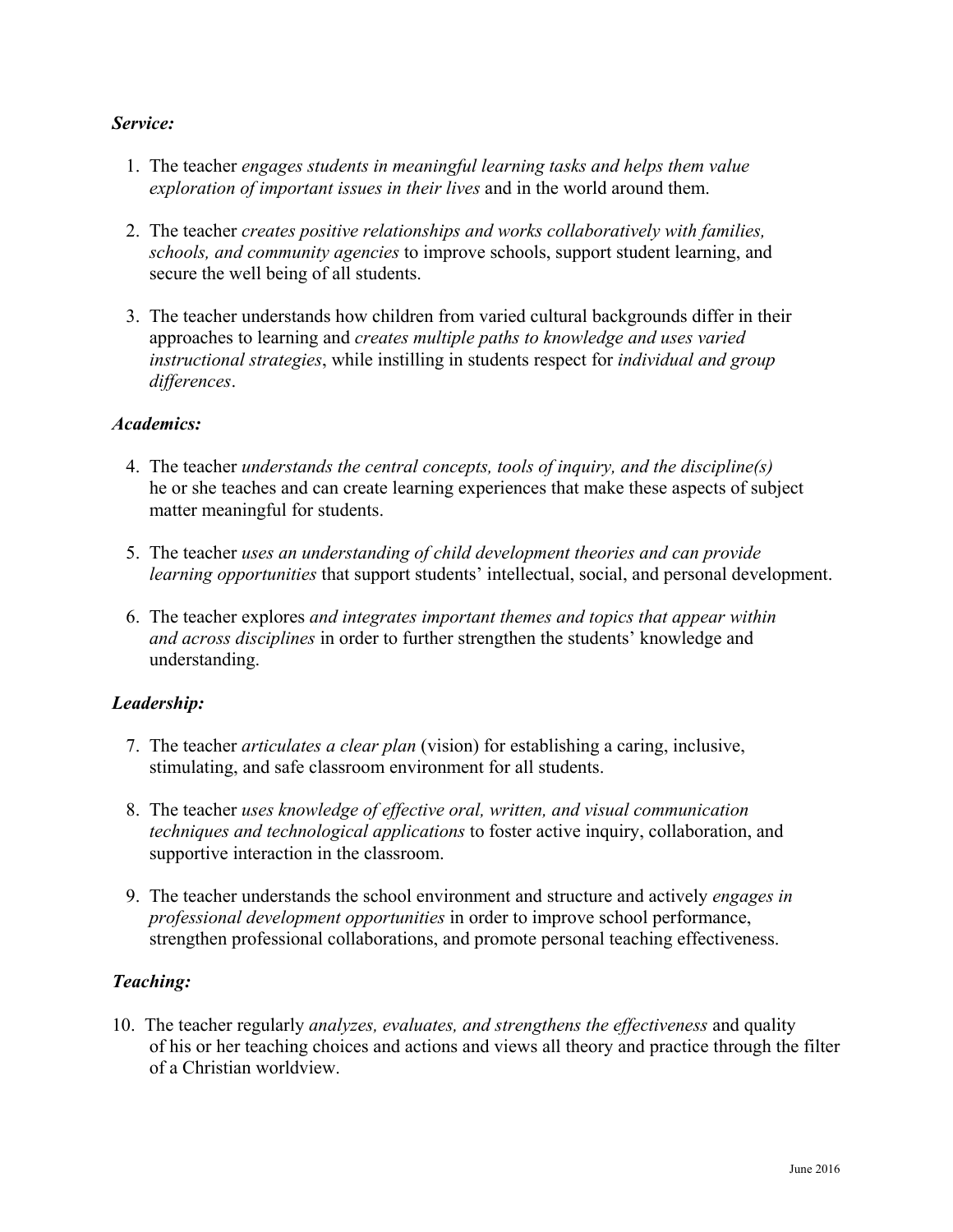***Service:***

1. The teacher *engages students in meaningful learning tasks and helps them value exploration of important issues in their lives* and in the world around them.

2. The teacher *creates positive relationships and works collaboratively with families, schools, and community agencies* to improve schools, support student learning, and secure the well being of all students.

3. The teacher understands how children from varied cultural backgrounds differ in their approaches to learning and *creates multiple paths to knowledge and uses varied instructional strategies*, while instilling in students respect for *individual and group differences*.

***Academics:***

4. The teacher *understands the central concepts, tools of inquiry, and the discipline(s)* he or she teaches and can create learning experiences that make these aspects of subject matter meaningful for students.

5. The teacher *uses an understanding of child development theories and can provide learning opportunities* that support students' intellectual, social, and personal development.

6. The teacher explores *and integrates important themes and topics that appear within and across disciplines* in order to further strengthen the students' knowledge and understanding.

***Leadership:***

7. The teacher *articulates a clear plan* (vision) for establishing a caring, inclusive, stimulating, and safe classroom environment for all students.

8. The teacher *uses knowledge of effective oral, written, and visual communication techniques and technological applications* to foster active inquiry, collaboration, and supportive interaction in the classroom.

9. The teacher understands the school environment and structure and actively *engages in professional development opportunities* in order to improve school performance, strengthen professional collaborations, and promote personal teaching effectiveness.

***Teaching:***

10. The teacher regularly *analyzes, evaluates, and strengthens the effectiveness* and quality of his or her teaching choices and actions and views all theory and practice through the filter of a Christian worldview.

June 2016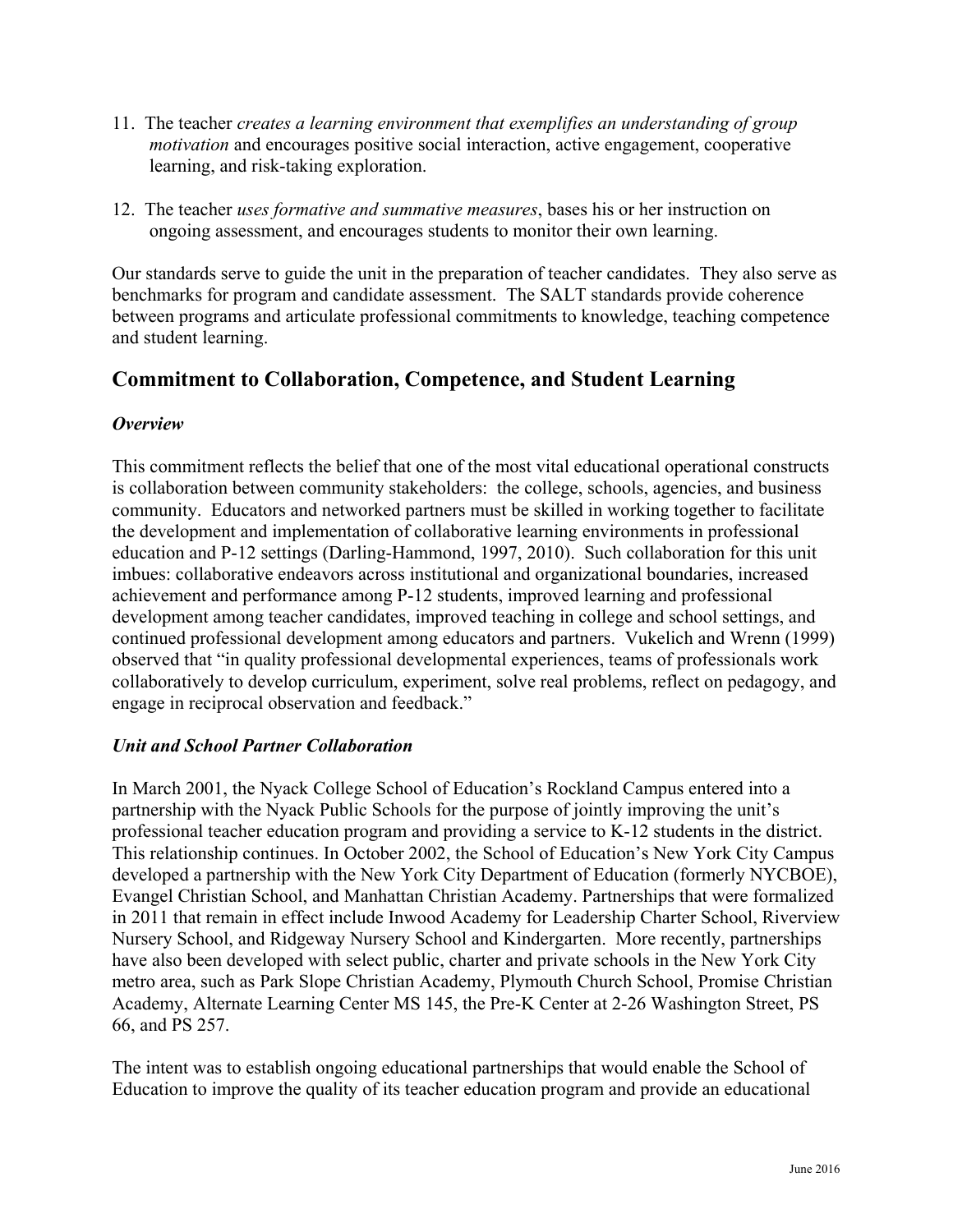11. The teacher *creates a learning environment that exemplifies an understanding of group motivation* and encourages positive social interaction, active engagement, cooperative learning, and risk-taking exploration.

12. The teacher *uses formative and summative measures*, bases his or her instruction on ongoing assessment, and encourages students to monitor their own learning.

Our standards serve to guide the unit in the preparation of teacher candidates. They also serve as benchmarks for program and candidate assessment. The SALT standards provide coherence between programs and articulate professional commitments to knowledge, teaching competence and student learning.

## Commitment to Collaboration, Competence, and Student Learning

### *Overview*

This commitment reflects the belief that one of the most vital educational operational constructs is collaboration between community stakeholders: the college, schools, agencies, and business community. Educators and networked partners must be skilled in working together to facilitate the development and implementation of collaborative learning environments in professional education and P-12 settings (Darling-Hammond, 1997, 2010). Such collaboration for this unit imbues: collaborative endeavors across institutional and organizational boundaries, increased achievement and performance among P-12 students, improved learning and professional development among teacher candidates, improved teaching in college and school settings, and continued professional development among educators and partners. Vukelich and Wrenn (1999) observed that "in quality professional developmental experiences, teams of professionals work collaboratively to develop curriculum, experiment, solve real problems, reflect on pedagogy, and engage in reciprocal observation and feedback."

### *Unit and School Partner Collaboration*

In March 2001, the Nyack College School of Education's Rockland Campus entered into a partnership with the Nyack Public Schools for the purpose of jointly improving the unit's professional teacher education program and providing a service to K-12 students in the district. This relationship continues. In October 2002, the School of Education's New York City Campus developed a partnership with the New York City Department of Education (formerly NYCBOE), Evangel Christian School, and Manhattan Christian Academy. Partnerships that were formalized in 2011 that remain in effect include Inwood Academy for Leadership Charter School, Riverview Nursery School, and Ridgeway Nursery School and Kindergarten. More recently, partnerships have also been developed with select public, charter and private schools in the New York City metro area, such as Park Slope Christian Academy, Plymouth Church School, Promise Christian Academy, Alternate Learning Center MS 145, the Pre-K Center at 2-26 Washington Street, PS 66, and PS 257.

The intent was to establish ongoing educational partnerships that would enable the School of Education to improve the quality of its teacher education program and provide an educational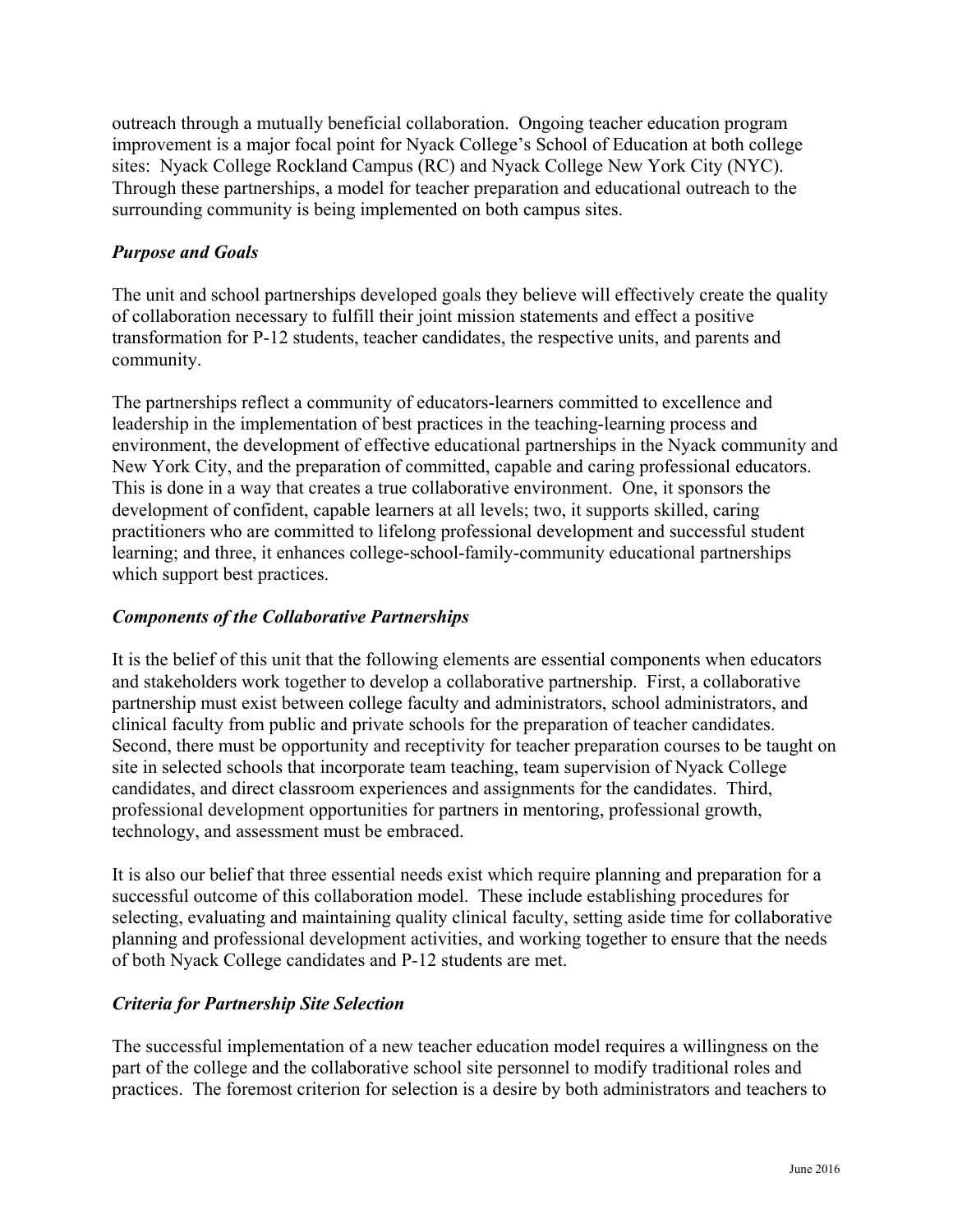outreach through a mutually beneficial collaboration. Ongoing teacher education program improvement is a major focal point for Nyack College's School of Education at both college sites: Nyack College Rockland Campus (RC) and Nyack College New York City (NYC). Through these partnerships, a model for teacher preparation and educational outreach to the surrounding community is being implemented on both campus sites.

### *Purpose and Goals*

The unit and school partnerships developed goals they believe will effectively create the quality of collaboration necessary to fulfill their joint mission statements and effect a positive transformation for P-12 students, teacher candidates, the respective units, and parents and community.

The partnerships reflect a community of educators-learners committed to excellence and leadership in the implementation of best practices in the teaching-learning process and environment, the development of effective educational partnerships in the Nyack community and New York City, and the preparation of committed, capable and caring professional educators. This is done in a way that creates a true collaborative environment. One, it sponsors the development of confident, capable learners at all levels; two, it supports skilled, caring practitioners who are committed to lifelong professional development and successful student learning; and three, it enhances college-school-family-community educational partnerships which support best practices.

### *Components of the Collaborative Partnerships*

It is the belief of this unit that the following elements are essential components when educators and stakeholders work together to develop a collaborative partnership. First, a collaborative partnership must exist between college faculty and administrators, school administrators, and clinical faculty from public and private schools for the preparation of teacher candidates. Second, there must be opportunity and receptivity for teacher preparation courses to be taught on site in selected schools that incorporate team teaching, team supervision of Nyack College candidates, and direct classroom experiences and assignments for the candidates. Third, professional development opportunities for partners in mentoring, professional growth, technology, and assessment must be embraced.

It is also our belief that three essential needs exist which require planning and preparation for a successful outcome of this collaboration model. These include establishing procedures for selecting, evaluating and maintaining quality clinical faculty, setting aside time for collaborative planning and professional development activities, and working together to ensure that the needs of both Nyack College candidates and P-12 students are met.

### *Criteria for Partnership Site Selection*

The successful implementation of a new teacher education model requires a willingness on the part of the college and the collaborative school site personnel to modify traditional roles and practices. The foremost criterion for selection is a desire by both administrators and teachers to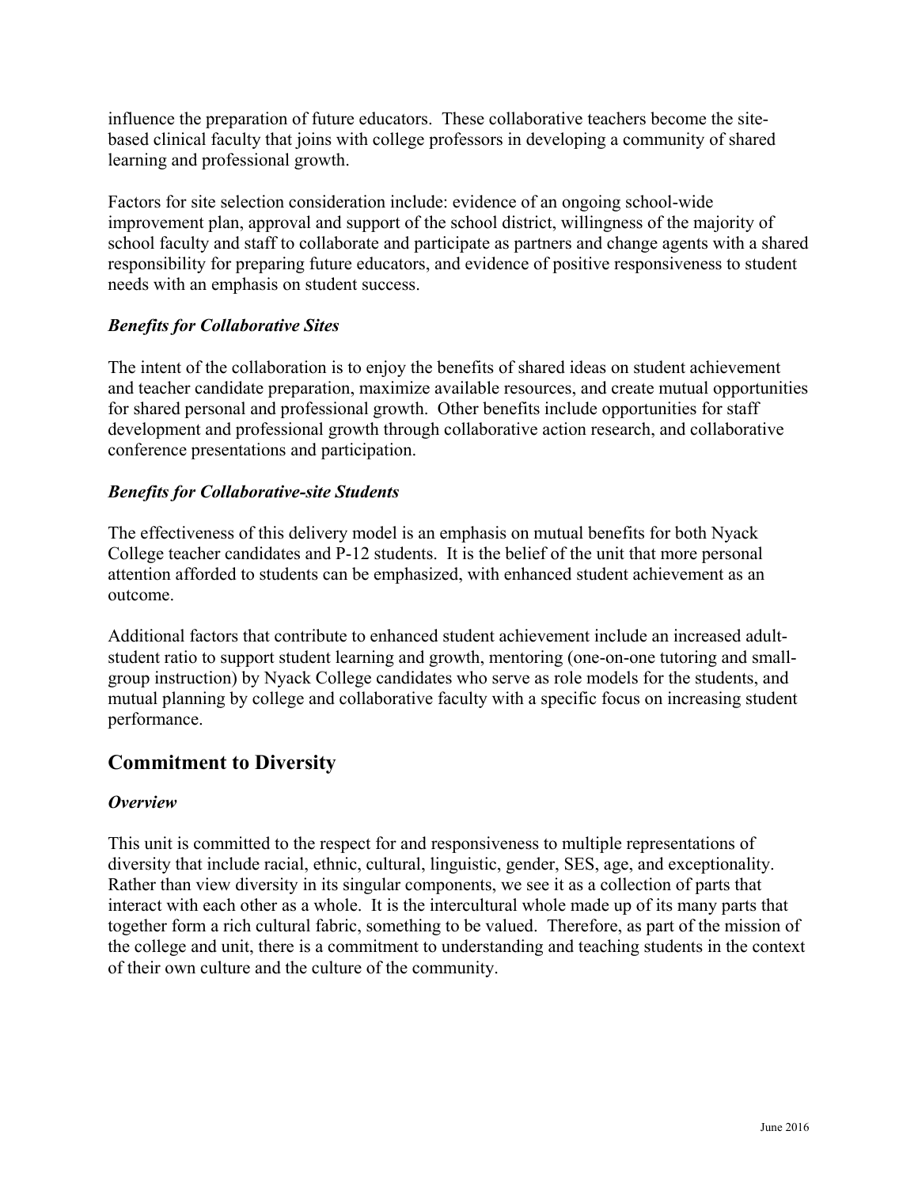influence the preparation of future educators. These collaborative teachers become the site-based clinical faculty that joins with college professors in developing a community of shared learning and professional growth.

Factors for site selection consideration include: evidence of an ongoing school-wide improvement plan, approval and support of the school district, willingness of the majority of school faculty and staff to collaborate and participate as partners and change agents with a shared responsibility for preparing future educators, and evidence of positive responsiveness to student needs with an emphasis on student success.

### *Benefits for Collaborative Sites*

The intent of the collaboration is to enjoy the benefits of shared ideas on student achievement and teacher candidate preparation, maximize available resources, and create mutual opportunities for shared personal and professional growth. Other benefits include opportunities for staff development and professional growth through collaborative action research, and collaborative conference presentations and participation.

### *Benefits for Collaborative-site Students*

The effectiveness of this delivery model is an emphasis on mutual benefits for both Nyack College teacher candidates and P-12 students. It is the belief of the unit that more personal attention afforded to students can be emphasized, with enhanced student achievement as an outcome.

Additional factors that contribute to enhanced student achievement include an increased adult-student ratio to support student learning and growth, mentoring (one-on-one tutoring and small-group instruction) by Nyack College candidates who serve as role models for the students, and mutual planning by college and collaborative faculty with a specific focus on increasing student performance.

## Commitment to Diversity

### *Overview*

This unit is committed to the respect for and responsiveness to multiple representations of diversity that include racial, ethnic, cultural, linguistic, gender, SES, age, and exceptionality. Rather than view diversity in its singular components, we see it as a collection of parts that interact with each other as a whole. It is the intercultural whole made up of its many parts that together form a rich cultural fabric, something to be valued. Therefore, as part of the mission of the college and unit, there is a commitment to understanding and teaching students in the context of their own culture and the culture of the community.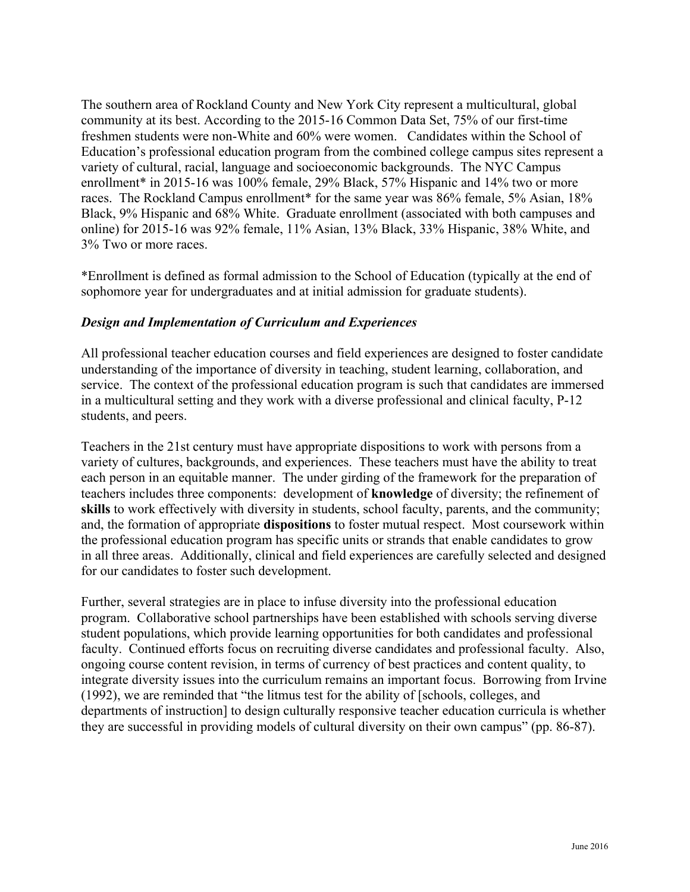The southern area of Rockland County and New York City represent a multicultural, global community at its best. According to the 2015-16 Common Data Set, 75% of our first-time freshmen students were non-White and 60% were women. Candidates within the School of Education's professional education program from the combined college campus sites represent a variety of cultural, racial, language and socioeconomic backgrounds. The NYC Campus enrollment* in 2015-16 was 100% female, 29% Black, 57% Hispanic and 14% two or more races. The Rockland Campus enrollment* for the same year was 86% female, 5% Asian, 18% Black, 9% Hispanic and 68% White. Graduate enrollment (associated with both campuses and online) for 2015-16 was 92% female, 11% Asian, 13% Black, 33% Hispanic, 38% White, and 3% Two or more races.

*Enrollment is defined as formal admission to the School of Education (typically at the end of sophomore year for undergraduates and at initial admission for graduate students).

### *Design and Implementation of Curriculum and Experiences*

All professional teacher education courses and field experiences are designed to foster candidate understanding of the importance of diversity in teaching, student learning, collaboration, and service. The context of the professional education program is such that candidates are immersed in a multicultural setting and they work with a diverse professional and clinical faculty, P-12 students, and peers.

Teachers in the 21st century must have appropriate dispositions to work with persons from a variety of cultures, backgrounds, and experiences. These teachers must have the ability to treat each person in an equitable manner. The under girding of the framework for the preparation of teachers includes three components: development of **knowledge** of diversity; the refinement of **skills** to work effectively with diversity in students, school faculty, parents, and the community; and, the formation of appropriate **dispositions** to foster mutual respect. Most coursework within the professional education program has specific units or strands that enable candidates to grow in all three areas. Additionally, clinical and field experiences are carefully selected and designed for our candidates to foster such development.

Further, several strategies are in place to infuse diversity into the professional education program. Collaborative school partnerships have been established with schools serving diverse student populations, which provide learning opportunities for both candidates and professional faculty. Continued efforts focus on recruiting diverse candidates and professional faculty. Also, ongoing course content revision, in terms of currency of best practices and content quality, to integrate diversity issues into the curriculum remains an important focus. Borrowing from Irvine (1992), we are reminded that "the litmus test for the ability of [schools, colleges, and departments of instruction] to design culturally responsive teacher education curricula is whether they are successful in providing models of cultural diversity on their own campus" (pp. 86-87).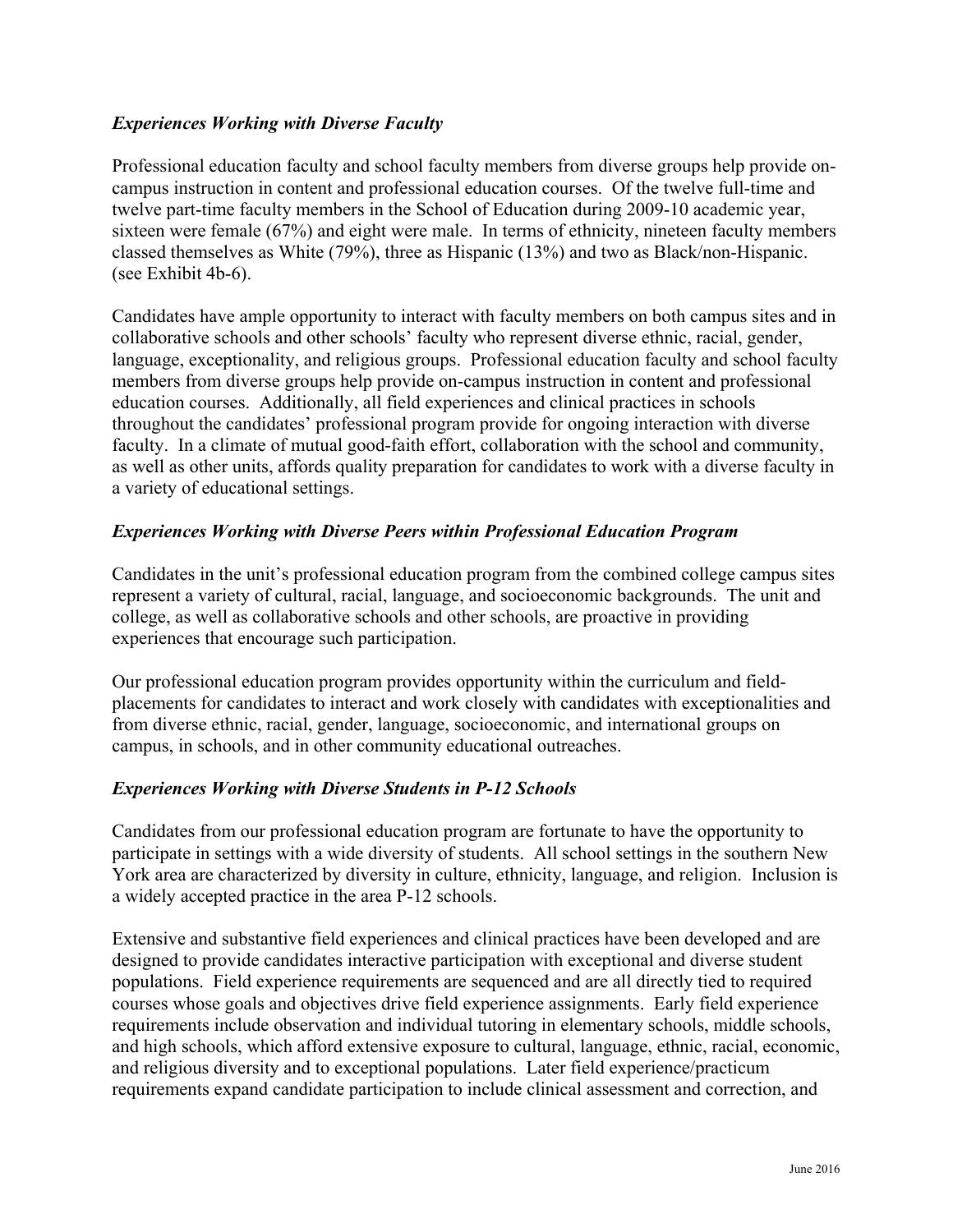### *Experiences Working with Diverse Faculty*

Professional education faculty and school faculty members from diverse groups help provide on-campus instruction in content and professional education courses. Of the twelve full-time and twelve part-time faculty members in the School of Education during 2009-10 academic year, sixteen were female (67%) and eight were male. In terms of ethnicity, nineteen faculty members classed themselves as White (79%), three as Hispanic (13%) and two as Black/non-Hispanic. (see Exhibit 4b-6).

Candidates have ample opportunity to interact with faculty members on both campus sites and in collaborative schools and other schools' faculty who represent diverse ethnic, racial, gender, language, exceptionality, and religious groups. Professional education faculty and school faculty members from diverse groups help provide on-campus instruction in content and professional education courses. Additionally, all field experiences and clinical practices in schools throughout the candidates' professional program provide for ongoing interaction with diverse faculty. In a climate of mutual good-faith effort, collaboration with the school and community, as well as other units, affords quality preparation for candidates to work with a diverse faculty in a variety of educational settings.

### *Experiences Working with Diverse Peers within Professional Education Program*

Candidates in the unit's professional education program from the combined college campus sites represent a variety of cultural, racial, language, and socioeconomic backgrounds. The unit and college, as well as collaborative schools and other schools, are proactive in providing experiences that encourage such participation.

Our professional education program provides opportunity within the curriculum and field-placements for candidates to interact and work closely with candidates with exceptionalities and from diverse ethnic, racial, gender, language, socioeconomic, and international groups on campus, in schools, and in other community educational outreaches.

### *Experiences Working with Diverse Students in P-12 Schools*

Candidates from our professional education program are fortunate to have the opportunity to participate in settings with a wide diversity of students. All school settings in the southern New York area are characterized by diversity in culture, ethnicity, language, and religion. Inclusion is a widely accepted practice in the area P-12 schools.

Extensive and substantive field experiences and clinical practices have been developed and are designed to provide candidates interactive participation with exceptional and diverse student populations. Field experience requirements are sequenced and are all directly tied to required courses whose goals and objectives drive field experience assignments. Early field experience requirements include observation and individual tutoring in elementary schools, middle schools, and high schools, which afford extensive exposure to cultural, language, ethnic, racial, economic, and religious diversity and to exceptional populations. Later field experience/practicum requirements expand candidate participation to include clinical assessment and correction, and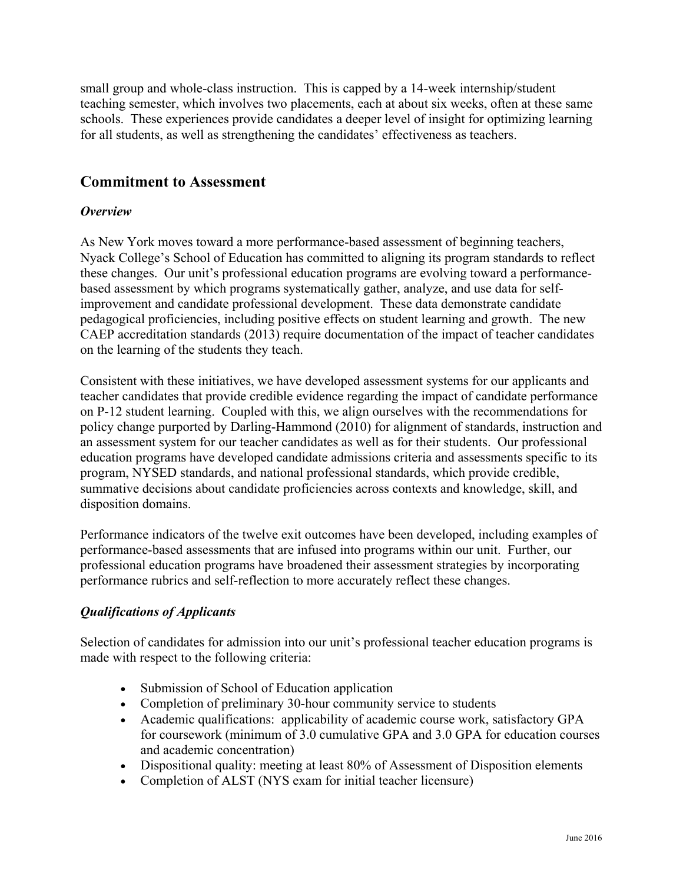small group and whole-class instruction. This is capped by a 14-week internship/student teaching semester, which involves two placements, each at about six weeks, often at these same schools. These experiences provide candidates a deeper level of insight for optimizing learning for all students, as well as strengthening the candidates' effectiveness as teachers.

## Commitment to Assessment

### *Overview*

As New York moves toward a more performance-based assessment of beginning teachers, Nyack College's School of Education has committed to aligning its program standards to reflect these changes. Our unit's professional education programs are evolving toward a performance-based assessment by which programs systematically gather, analyze, and use data for self-improvement and candidate professional development. These data demonstrate candidate pedagogical proficiencies, including positive effects on student learning and growth. The new CAEP accreditation standards (2013) require documentation of the impact of teacher candidates on the learning of the students they teach.

Consistent with these initiatives, we have developed assessment systems for our applicants and teacher candidates that provide credible evidence regarding the impact of candidate performance on P-12 student learning. Coupled with this, we align ourselves with the recommendations for policy change purported by Darling-Hammond (2010) for alignment of standards, instruction and an assessment system for our teacher candidates as well as for their students. Our professional education programs have developed candidate admissions criteria and assessments specific to its program, NYSED standards, and national professional standards, which provide credible, summative decisions about candidate proficiencies across contexts and knowledge, skill, and disposition domains.

Performance indicators of the twelve exit outcomes have been developed, including examples of performance-based assessments that are infused into programs within our unit. Further, our professional education programs have broadened their assessment strategies by incorporating performance rubrics and self-reflection to more accurately reflect these changes.

### *Qualifications of Applicants*

Selection of candidates for admission into our unit's professional teacher education programs is made with respect to the following criteria:

- Submission of School of Education application
- Completion of preliminary 30-hour community service to students
- Academic qualifications: applicability of academic course work, satisfactory GPA for coursework (minimum of 3.0 cumulative GPA and 3.0 GPA for education courses and academic concentration)
- Dispositional quality: meeting at least 80% of Assessment of Disposition elements
- Completion of ALST (NYS exam for initial teacher licensure)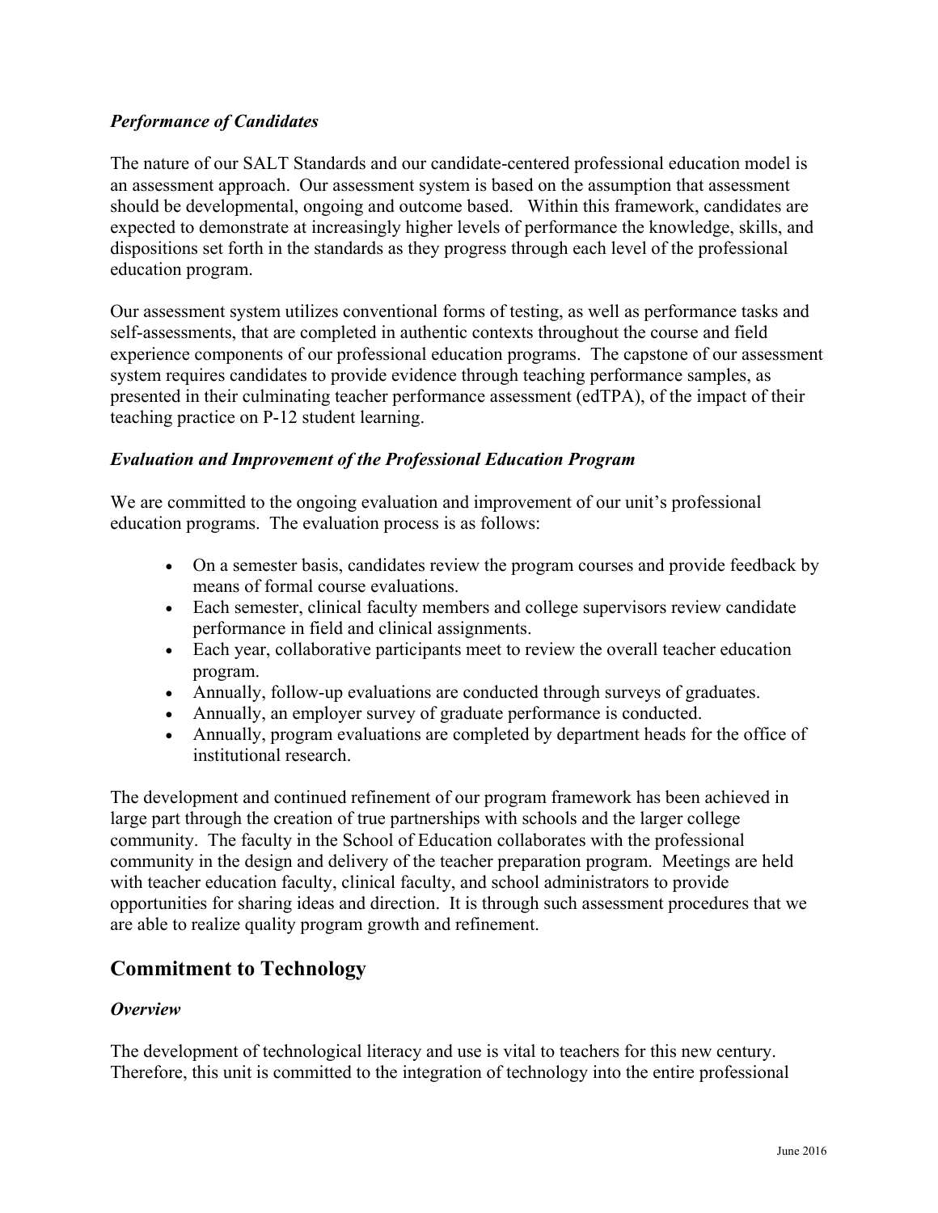### *Performance of Candidates*

The nature of our SALT Standards and our candidate-centered professional education model is an assessment approach. Our assessment system is based on the assumption that assessment should be developmental, ongoing and outcome based. Within this framework, candidates are expected to demonstrate at increasingly higher levels of performance the knowledge, skills, and dispositions set forth in the standards as they progress through each level of the professional education program.

Our assessment system utilizes conventional forms of testing, as well as performance tasks and self-assessments, that are completed in authentic contexts throughout the course and field experience components of our professional education programs. The capstone of our assessment system requires candidates to provide evidence through teaching performance samples, as presented in their culminating teacher performance assessment (edTPA), of the impact of their teaching practice on P-12 student learning.

### *Evaluation and Improvement of the Professional Education Program*

We are committed to the ongoing evaluation and improvement of our unit's professional education programs. The evaluation process is as follows:

- On a semester basis, candidates review the program courses and provide feedback by means of formal course evaluations.
- Each semester, clinical faculty members and college supervisors review candidate performance in field and clinical assignments.
- Each year, collaborative participants meet to review the overall teacher education program.
- Annually, follow-up evaluations are conducted through surveys of graduates.
- Annually, an employer survey of graduate performance is conducted.
- Annually, program evaluations are completed by department heads for the office of institutional research.

The development and continued refinement of our program framework has been achieved in large part through the creation of true partnerships with schools and the larger college community. The faculty in the School of Education collaborates with the professional community in the design and delivery of the teacher preparation program. Meetings are held with teacher education faculty, clinical faculty, and school administrators to provide opportunities for sharing ideas and direction. It is through such assessment procedures that we are able to realize quality program growth and refinement.

## Commitment to Technology

### *Overview*

The development of technological literacy and use is vital to teachers for this new century. Therefore, this unit is committed to the integration of technology into the entire professional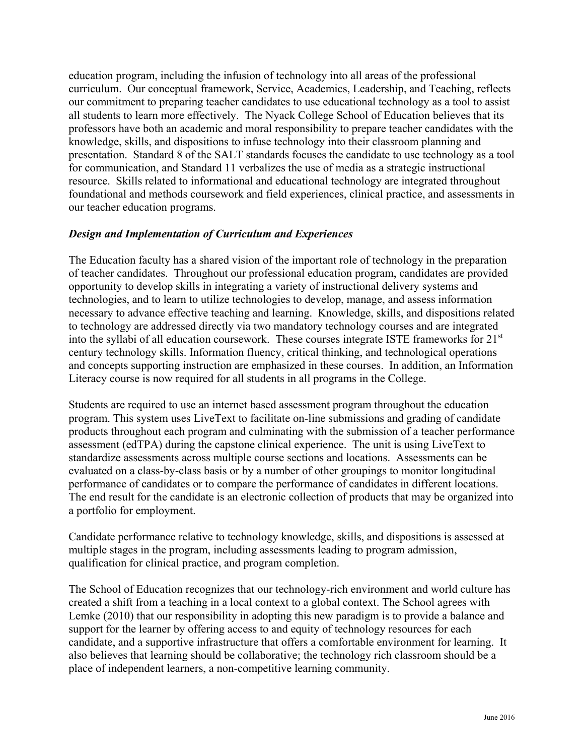education program, including the infusion of technology into all areas of the professional curriculum. Our conceptual framework, Service, Academics, Leadership, and Teaching, reflects our commitment to preparing teacher candidates to use educational technology as a tool to assist all students to learn more effectively. The Nyack College School of Education believes that its professors have both an academic and moral responsibility to prepare teacher candidates with the knowledge, skills, and dispositions to infuse technology into their classroom planning and presentation. Standard 8 of the SALT standards focuses the candidate to use technology as a tool for communication, and Standard 11 verbalizes the use of media as a strategic instructional resource. Skills related to informational and educational technology are integrated throughout foundational and methods coursework and field experiences, clinical practice, and assessments in our teacher education programs.

***Design and Implementation of Curriculum and Experiences***

The Education faculty has a shared vision of the important role of technology in the preparation of teacher candidates. Throughout our professional education program, candidates are provided opportunity to develop skills in integrating a variety of instructional delivery systems and technologies, and to learn to utilize technologies to develop, manage, and assess information necessary to advance effective teaching and learning. Knowledge, skills, and dispositions related to technology are addressed directly via two mandatory technology courses and are integrated into the syllabi of all education coursework. These courses integrate ISTE frameworks for 21st century technology skills. Information fluency, critical thinking, and technological operations and concepts supporting instruction are emphasized in these courses. In addition, an Information Literacy course is now required for all students in all programs in the College.

Students are required to use an internet based assessment program throughout the education program. This system uses LiveText to facilitate on-line submissions and grading of candidate products throughout each program and culminating with the submission of a teacher performance assessment (edTPA) during the capstone clinical experience. The unit is using LiveText to standardize assessments across multiple course sections and locations. Assessments can be evaluated on a class-by-class basis or by a number of other groupings to monitor longitudinal performance of candidates or to compare the performance of candidates in different locations. The end result for the candidate is an electronic collection of products that may be organized into a portfolio for employment.

Candidate performance relative to technology knowledge, skills, and dispositions is assessed at multiple stages in the program, including assessments leading to program admission, qualification for clinical practice, and program completion.

The School of Education recognizes that our technology-rich environment and world culture has created a shift from a teaching in a local context to a global context. The School agrees with Lemke (2010) that our responsibility in adopting this new paradigm is to provide a balance and support for the learner by offering access to and equity of technology resources for each candidate, and a supportive infrastructure that offers a comfortable environment for learning. It also believes that learning should be collaborative; the technology rich classroom should be a place of independent learners, a non-competitive learning community.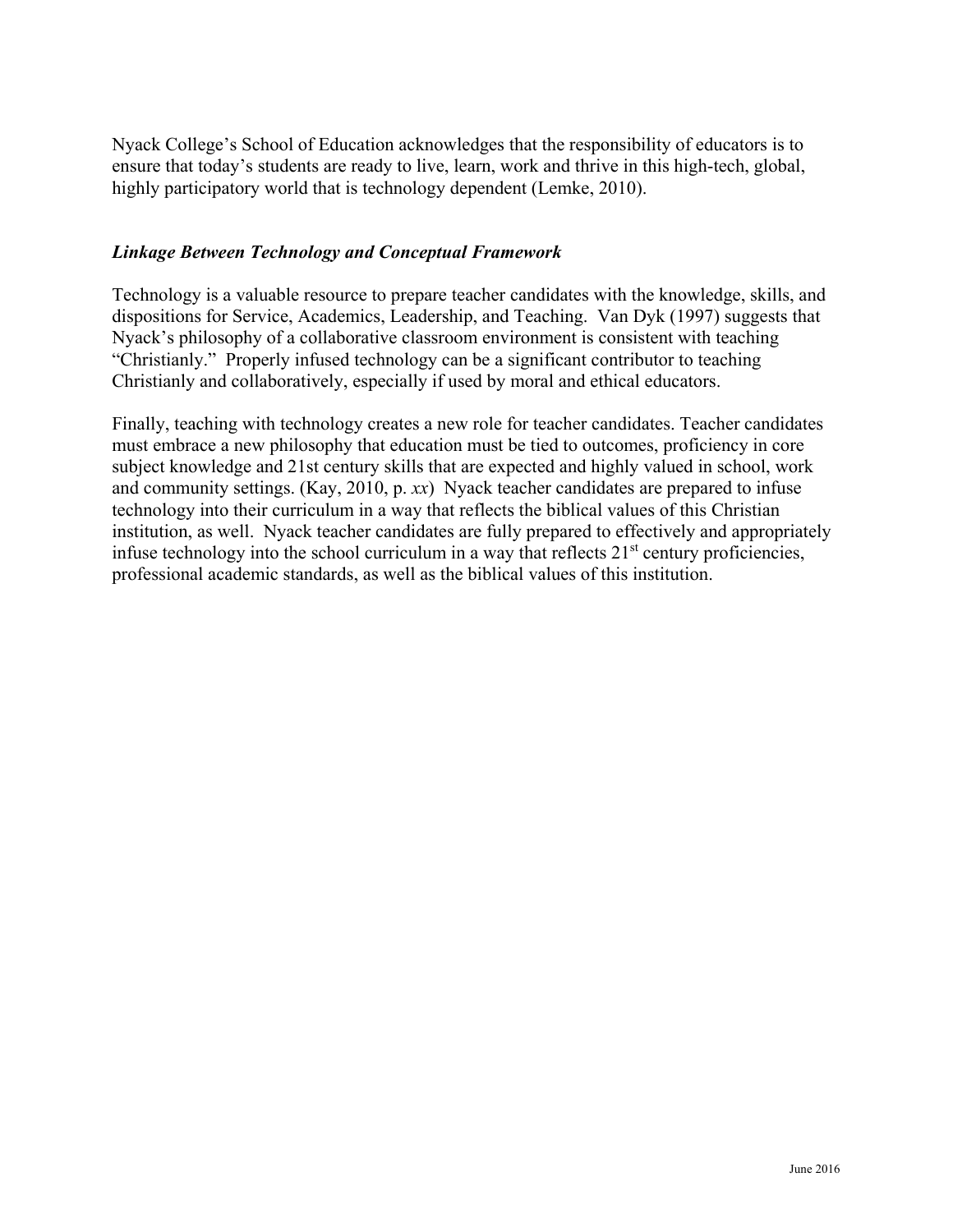Nyack College's School of Education acknowledges that the responsibility of educators is to ensure that today's students are ready to live, learn, work and thrive in this high-tech, global, highly participatory world that is technology dependent (Lemke, 2010).

### *Linkage Between Technology and Conceptual Framework*

Technology is a valuable resource to prepare teacher candidates with the knowledge, skills, and dispositions for Service, Academics, Leadership, and Teaching. Van Dyk (1997) suggests that Nyack's philosophy of a collaborative classroom environment is consistent with teaching "Christianly." Properly infused technology can be a significant contributor to teaching Christianly and collaboratively, especially if used by moral and ethical educators.

Finally, teaching with technology creates a new role for teacher candidates. Teacher candidates must embrace a new philosophy that education must be tied to outcomes, proficiency in core subject knowledge and 21st century skills that are expected and highly valued in school, work and community settings. (Kay, 2010, p. *xx*) Nyack teacher candidates are prepared to infuse technology into their curriculum in a way that reflects the biblical values of this Christian institution, as well. Nyack teacher candidates are fully prepared to effectively and appropriately infuse technology into the school curriculum in a way that reflects 21st century proficiencies, professional academic standards, as well as the biblical values of this institution.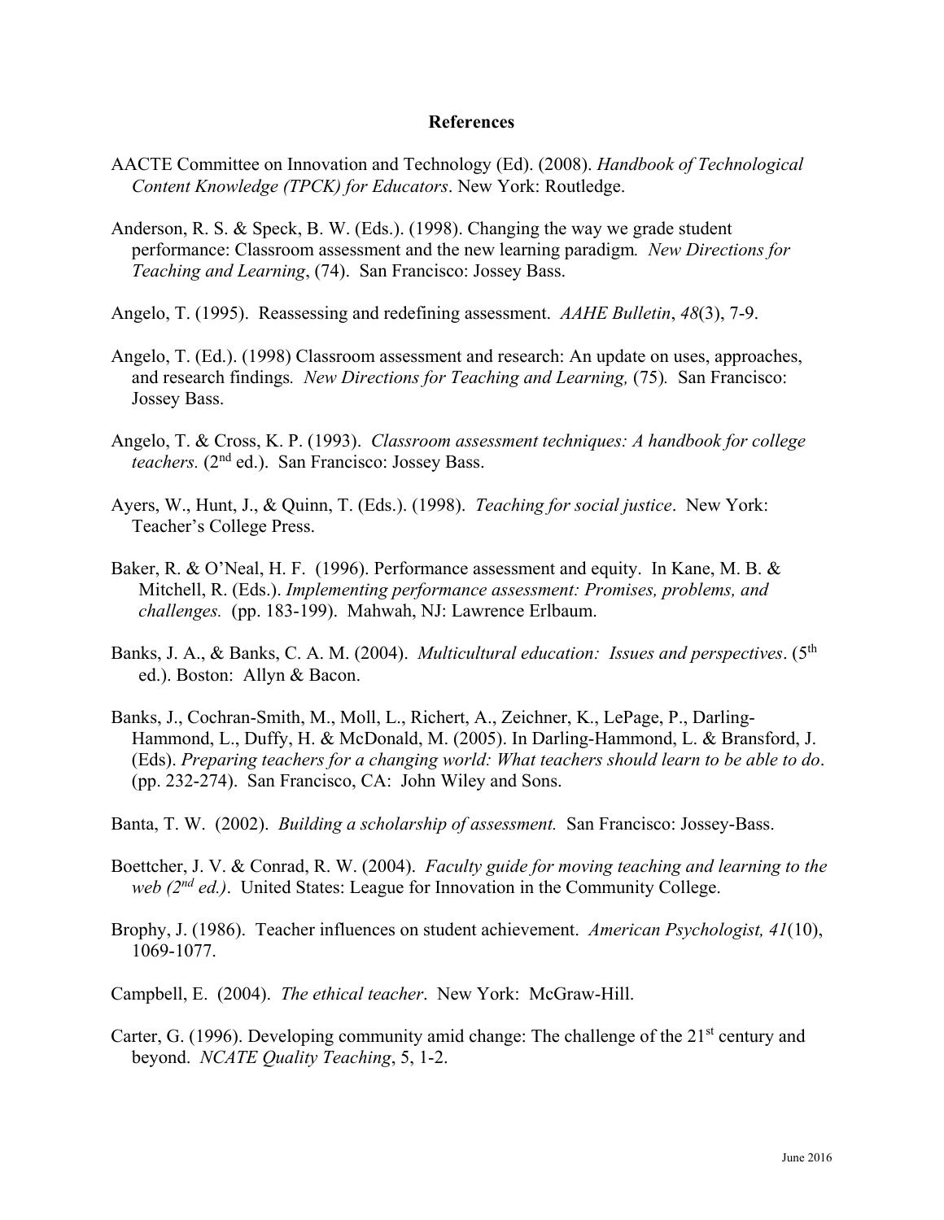## References

AACTE Committee on Innovation and Technology (Ed). (2008). *Handbook of Technological Content Knowledge (TPCK) for Educators*. New York: Routledge.

Anderson, R. S. & Speck, B. W. (Eds.). (1998). Changing the way we grade student performance: Classroom assessment and the new learning paradigm*. New Directions for Teaching and Learning*, (74). San Francisco: Jossey Bass.

Angelo, T. (1995). Reassessing and redefining assessment. *AAHE Bulletin*, *48*(3), 7-9.

Angelo, T. (Ed.). (1998) Classroom assessment and research: An update on uses, approaches, and research findings*. New Directions for Teaching and Learning,* (75)*.* San Francisco: Jossey Bass.

Angelo, T. & Cross, K. P. (1993). *Classroom assessment techniques: A handbook for college teachers.* (2nd ed.). San Francisco: Jossey Bass.

Ayers, W., Hunt, J., & Quinn, T. (Eds.). (1998). *Teaching for social justice*. New York: Teacher's College Press.

Baker, R. & O'Neal, H. F. (1996). Performance assessment and equity. In Kane, M. B. & Mitchell, R. (Eds.). *Implementing performance assessment: Promises, problems, and challenges.* (pp. 183-199). Mahwah, NJ: Lawrence Erlbaum.

Banks, J. A., & Banks, C. A. M. (2004). *Multicultural education: Issues and perspectives*. (5th ed.). Boston: Allyn & Bacon.

Banks, J., Cochran-Smith, M., Moll, L., Richert, A., Zeichner, K., LePage, P., Darling-Hammond, L., Duffy, H. & McDonald, M. (2005). In Darling-Hammond, L. & Bransford, J. (Eds). *Preparing teachers for a changing world: What teachers should learn to be able to do*. (pp. 232-274). San Francisco, CA: John Wiley and Sons.

Banta, T. W. (2002). *Building a scholarship of assessment.* San Francisco: Jossey-Bass.

Boettcher, J. V. & Conrad, R. W. (2004). *Faculty guide for moving teaching and learning to the web (2nd ed.)*. United States: League for Innovation in the Community College.

Brophy, J. (1986). Teacher influences on student achievement. *American Psychologist, 41*(10), 1069-1077.

Campbell, E. (2004). *The ethical teacher*. New York: McGraw-Hill.

Carter, G. (1996). Developing community amid change: The challenge of the 21st century and beyond. *NCATE Quality Teaching*, 5, 1-2.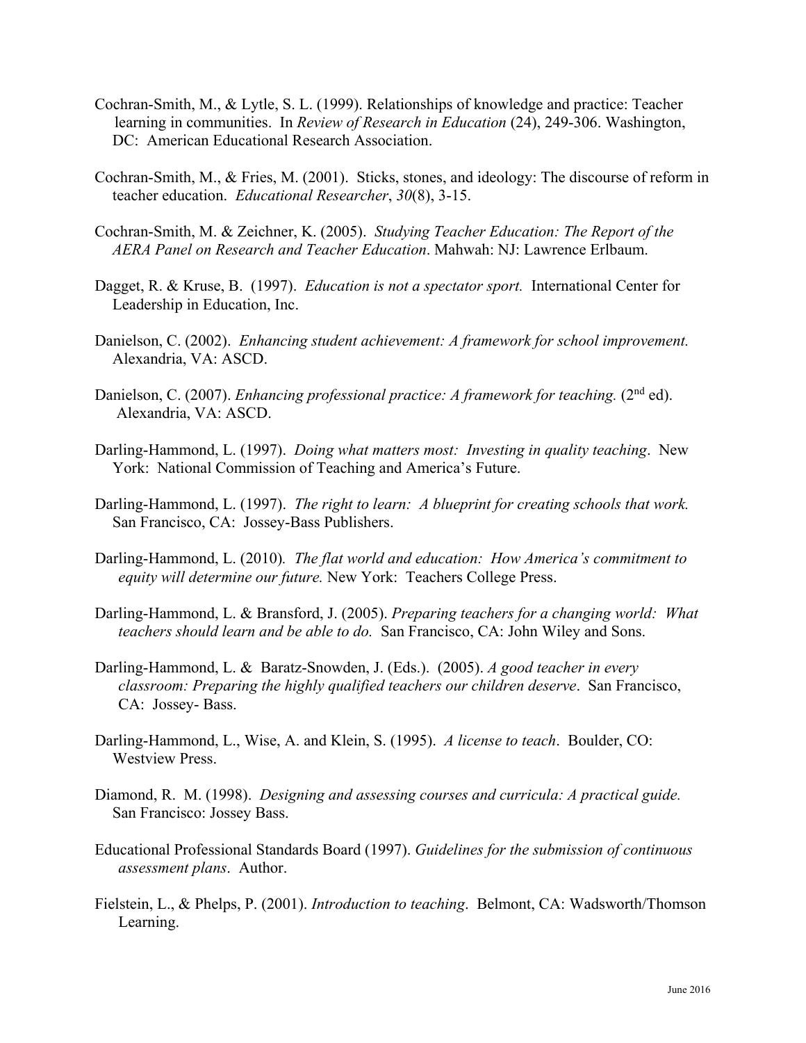Cochran-Smith, M., & Lytle, S. L. (1999). Relationships of knowledge and practice: Teacher learning in communities. In *Review of Research in Education* (24), 249-306. Washington, DC: American Educational Research Association.

Cochran-Smith, M., & Fries, M. (2001). Sticks, stones, and ideology: The discourse of reform in teacher education. *Educational Researcher*, *30*(8), 3-15.

Cochran-Smith, M. & Zeichner, K. (2005). *Studying Teacher Education: The Report of the AERA Panel on Research and Teacher Education*. Mahwah: NJ: Lawrence Erlbaum.

Dagget, R. & Kruse, B. (1997). *Education is not a spectator sport.* International Center for Leadership in Education, Inc.

Danielson, C. (2002). *Enhancing student achievement: A framework for school improvement.* Alexandria, VA: ASCD.

Danielson, C. (2007). *Enhancing professional practice: A framework for teaching.* (2nd ed). Alexandria, VA: ASCD.

Darling-Hammond, L. (1997). *Doing what matters most: Investing in quality teaching*. New York: National Commission of Teaching and America's Future.

Darling-Hammond, L. (1997). *The right to learn: A blueprint for creating schools that work.* San Francisco, CA: Jossey-Bass Publishers.

Darling-Hammond, L. (2010). *The flat world and education: How America's commitment to equity will determine our future.* New York: Teachers College Press.

Darling-Hammond, L. & Bransford, J. (2005). *Preparing teachers for a changing world: What teachers should learn and be able to do.* San Francisco, CA: John Wiley and Sons.

Darling-Hammond, L. & Baratz-Snowden, J. (Eds.). (2005). *A good teacher in every classroom: Preparing the highly qualified teachers our children deserve*. San Francisco, CA: Jossey- Bass.

Darling-Hammond, L., Wise, A. and Klein, S. (1995). *A license to teach*. Boulder, CO: Westview Press.

Diamond, R. M. (1998). *Designing and assessing courses and curricula: A practical guide.* San Francisco: Jossey Bass.

Educational Professional Standards Board (1997). *Guidelines for the submission of continuous assessment plans*. Author.

Fielstein, L., & Phelps, P. (2001). *Introduction to teaching*. Belmont, CA: Wadsworth/Thomson Learning.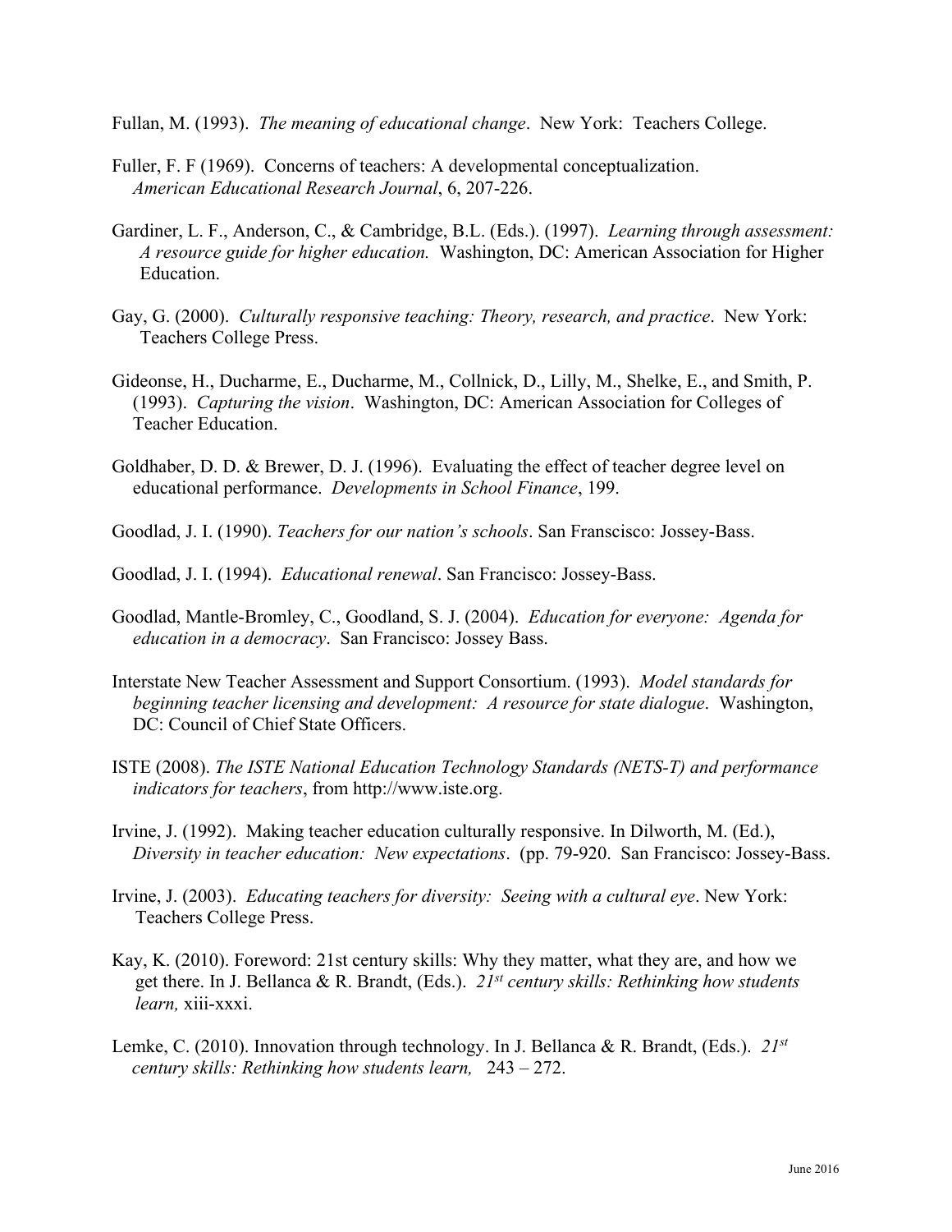Fullan, M. (1993). *The meaning of educational change*. New York: Teachers College.

Fuller, F. F (1969). Concerns of teachers: A developmental conceptualization. *American Educational Research Journal*, 6, 207-226.

Gardiner, L. F., Anderson, C., & Cambridge, B.L. (Eds.). (1997). *Learning through assessment: A resource guide for higher education.* Washington, DC: American Association for Higher Education.

Gay, G. (2000). *Culturally responsive teaching: Theory, research, and practice*. New York: Teachers College Press.

Gideonse, H., Ducharme, E., Ducharme, M., Collnick, D., Lilly, M., Shelke, E., and Smith, P. (1993). *Capturing the vision*. Washington, DC: American Association for Colleges of Teacher Education.

Goldhaber, D. D. & Brewer, D. J. (1996). Evaluating the effect of teacher degree level on educational performance. *Developments in School Finance*, 199.

Goodlad, J. I. (1990). *Teachers for our nation's schools*. San Franscisco: Jossey-Bass.

Goodlad, J. I. (1994). *Educational renewal*. San Francisco: Jossey-Bass.

Goodlad, Mantle-Bromley, C., Goodland, S. J. (2004). *Education for everyone: Agenda for education in a democracy*. San Francisco: Jossey Bass.

Interstate New Teacher Assessment and Support Consortium. (1993). *Model standards for beginning teacher licensing and development: A resource for state dialogue*. Washington, DC: Council of Chief State Officers.

ISTE (2008). *The ISTE National Education Technology Standards (NETS-T) and performance indicators for teachers*, from http://www.iste.org.

Irvine, J. (1992). Making teacher education culturally responsive. In Dilworth, M. (Ed.), *Diversity in teacher education: New expectations*. (pp. 79-920. San Francisco: Jossey-Bass.

Irvine, J. (2003). *Educating teachers for diversity: Seeing with a cultural eye*. New York: Teachers College Press.

Kay, K. (2010). Foreword: 21st century skills: Why they matter, what they are, and how we get there. In J. Bellanca & R. Brandt, (Eds.). *21st century skills: Rethinking how students learn,* xiii-xxxi.

Lemke, C. (2010). Innovation through technology. In J. Bellanca & R. Brandt, (Eds.). *21st century skills: Rethinking how students learn,* 243 – 272.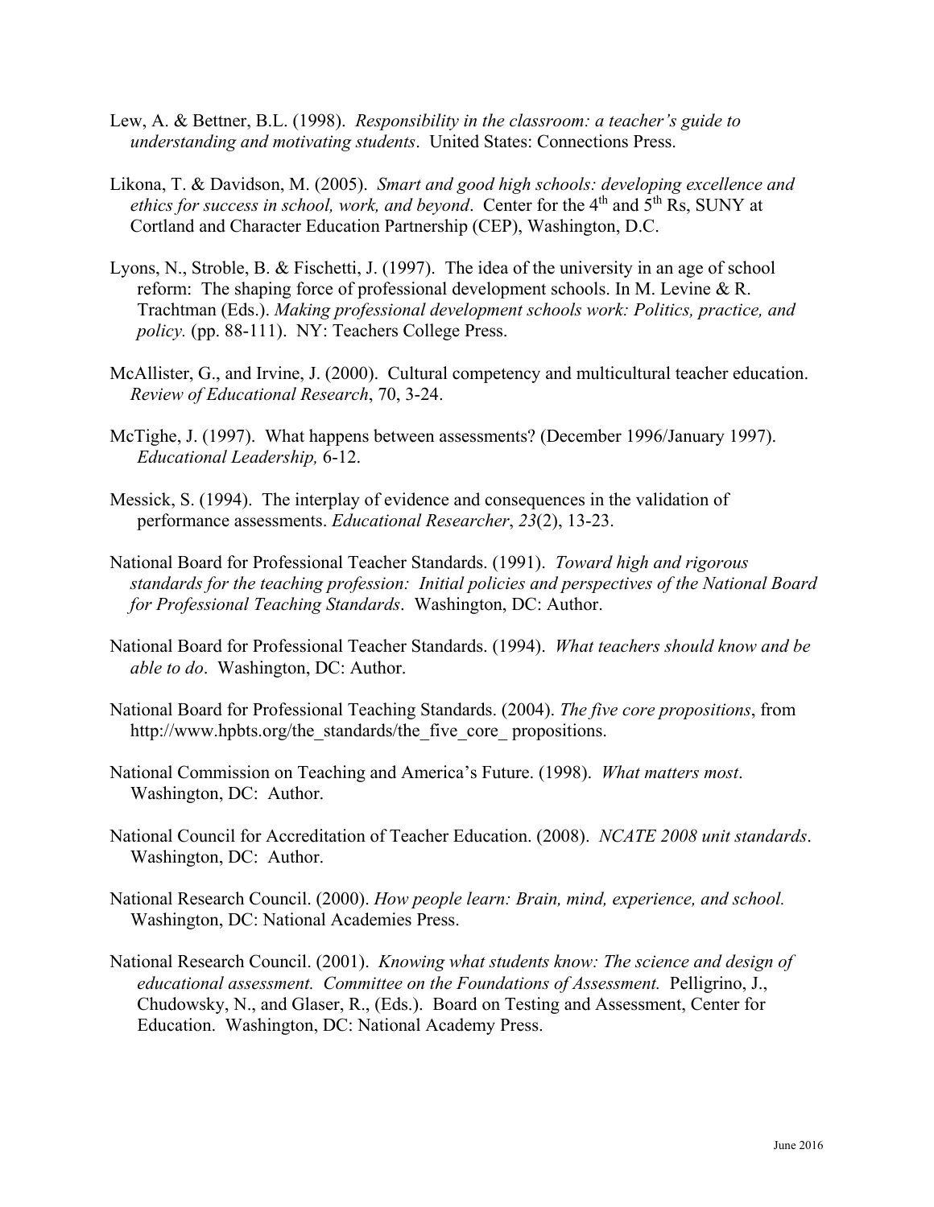Lew, A. & Bettner, B.L. (1998). *Responsibility in the classroom: a teacher's guide to understanding and motivating students*. United States: Connections Press.

Likona, T. & Davidson, M. (2005). *Smart and good high schools: developing excellence and ethics for success in school, work, and beyond*. Center for the 4th and 5th Rs, SUNY at Cortland and Character Education Partnership (CEP), Washington, D.C.

Lyons, N., Stroble, B. & Fischetti, J. (1997). The idea of the university in an age of school reform: The shaping force of professional development schools. In M. Levine & R. Trachtman (Eds.). *Making professional development schools work: Politics, practice, and policy.* (pp. 88-111). NY: Teachers College Press.

McAllister, G., and Irvine, J. (2000). Cultural competency and multicultural teacher education. *Review of Educational Research*, 70, 3-24.

McTighe, J. (1997). What happens between assessments? (December 1996/January 1997). *Educational Leadership,* 6-12.

Messick, S. (1994). The interplay of evidence and consequences in the validation of performance assessments. *Educational Researcher*, *23*(2), 13-23.

National Board for Professional Teacher Standards. (1991). *Toward high and rigorous standards for the teaching profession: Initial policies and perspectives of the National Board for Professional Teaching Standards*. Washington, DC: Author.

National Board for Professional Teacher Standards. (1994). *What teachers should know and be able to do*. Washington, DC: Author.

National Board for Professional Teaching Standards. (2004). *The five core propositions*, from http://www.hpbts.org/the_standards/the_five_core_ propositions.

National Commission on Teaching and America's Future. (1998). *What matters most*. Washington, DC: Author.

National Council for Accreditation of Teacher Education. (2008). *NCATE 2008 unit standards*. Washington, DC: Author.

National Research Council. (2000). *How people learn: Brain, mind, experience, and school.* Washington, DC: National Academies Press.

National Research Council. (2001). *Knowing what students know: The science and design of educational assessment. Committee on the Foundations of Assessment.* Pelligrino, J., Chudowsky, N., and Glaser, R., (Eds.). Board on Testing and Assessment, Center for Education. Washington, DC: National Academy Press.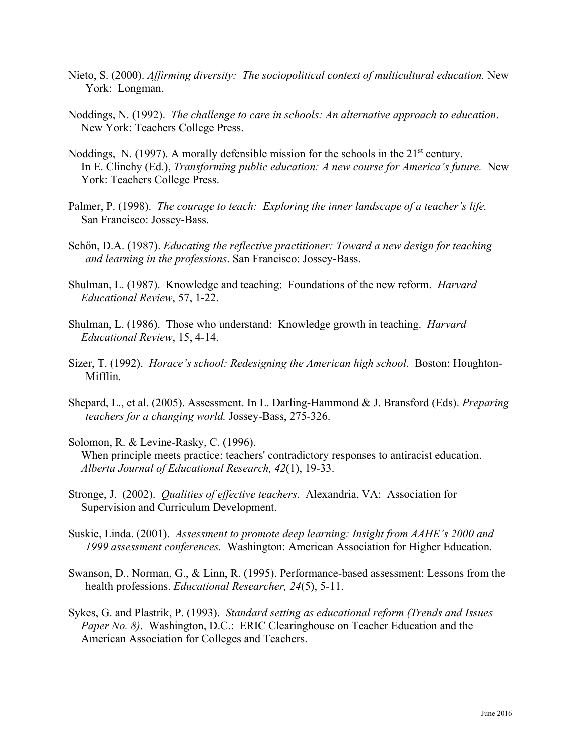Nieto, S. (2000). *Affirming diversity: The sociopolitical context of multicultural education.* New York: Longman.

Noddings, N. (1992). *The challenge to care in schools: An alternative approach to education*. New York: Teachers College Press.

Noddings, N. (1997). A morally defensible mission for the schools in the 21st century. In E. Clinchy (Ed.), *Transforming public education: A new course for America's future.* New York: Teachers College Press.

Palmer, P. (1998). *The courage to teach: Exploring the inner landscape of a teacher's life.* San Francisco: Jossey-Bass.

Schőn, D.A. (1987). *Educating the reflective practitioner: Toward a new design for teaching and learning in the professions*. San Francisco: Jossey-Bass.

Shulman, L. (1987). Knowledge and teaching: Foundations of the new reform. *Harvard Educational Review*, 57, 1-22.

Shulman, L. (1986). Those who understand: Knowledge growth in teaching. *Harvard Educational Review*, 15, 4-14.

Sizer, T. (1992). *Horace's school: Redesigning the American high school*. Boston: Houghton-Mifflin.

Shepard, L., et al. (2005). Assessment. In L. Darling-Hammond & J. Bransford (Eds). *Preparing teachers for a changing world.* Jossey-Bass, 275-326.

Solomon, R. & Levine-Rasky, C. (1996). When principle meets practice: teachers' contradictory responses to antiracist education. *Alberta Journal of Educational Research, 42*(1), 19-33.

Stronge, J. (2002). *Qualities of effective teachers*. Alexandria, VA: Association for Supervision and Curriculum Development.

Suskie, Linda. (2001). *Assessment to promote deep learning: Insight from AAHE's 2000 and 1999 assessment conferences.* Washington: American Association for Higher Education.

Swanson, D., Norman, G., & Linn, R. (1995). Performance-based assessment: Lessons from the health professions. *Educational Researcher, 24*(5), 5-11.

Sykes, G. and Plastrik, P. (1993). *Standard setting as educational reform (Trends and Issues Paper No. 8)*. Washington, D.C.: ERIC Clearinghouse on Teacher Education and the American Association for Colleges and Teachers.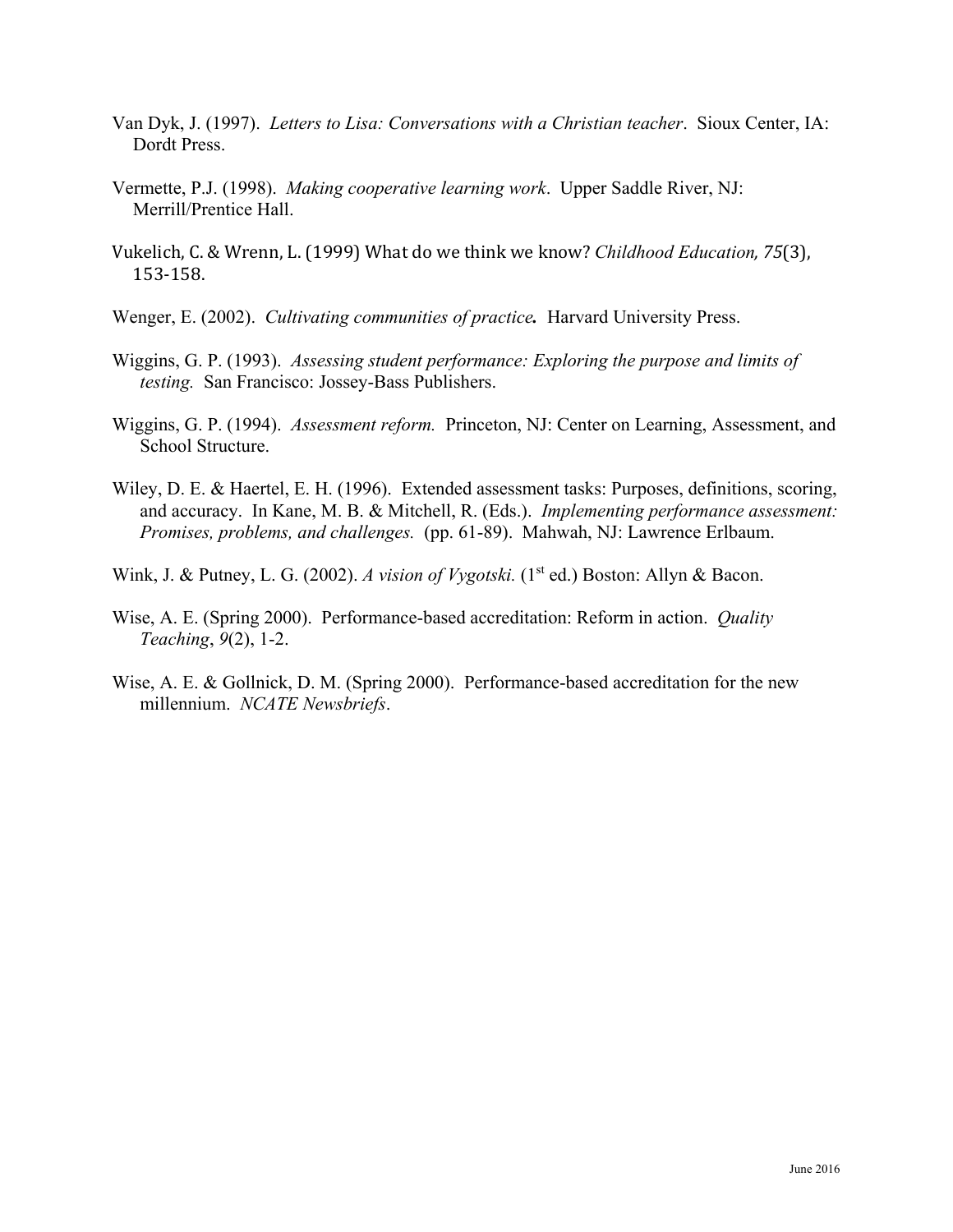Van Dyk, J. (1997). *Letters to Lisa: Conversations with a Christian teacher*. Sioux Center, IA: Dordt Press.

Vermette, P.J. (1998). *Making cooperative learning work*. Upper Saddle River, NJ: Merrill/Prentice Hall.

Vukelich, C. & Wrenn, L. (1999) What do we think we know? *Childhood Education, 75*(3), 153-158.

Wenger, E. (2002). *Cultivating communities of practice***.** Harvard University Press.

Wiggins, G. P. (1993). *Assessing student performance: Exploring the purpose and limits of testing.* San Francisco: Jossey-Bass Publishers.

Wiggins, G. P. (1994). *Assessment reform.* Princeton, NJ: Center on Learning, Assessment, and School Structure.

Wiley, D. E. & Haertel, E. H. (1996). Extended assessment tasks: Purposes, definitions, scoring, and accuracy. In Kane, M. B. & Mitchell, R. (Eds.). *Implementing performance assessment: Promises, problems, and challenges.* (pp. 61-89). Mahwah, NJ: Lawrence Erlbaum.

Wink, J. & Putney, L. G. (2002). *A vision of Vygotski.* (1st ed.) Boston: Allyn & Bacon.

Wise, A. E. (Spring 2000). Performance-based accreditation: Reform in action. *Quality Teaching*, *9*(2), 1-2.

Wise, A. E. & Gollnick, D. M. (Spring 2000). Performance-based accreditation for the new millennium. *NCATE Newsbriefs*.